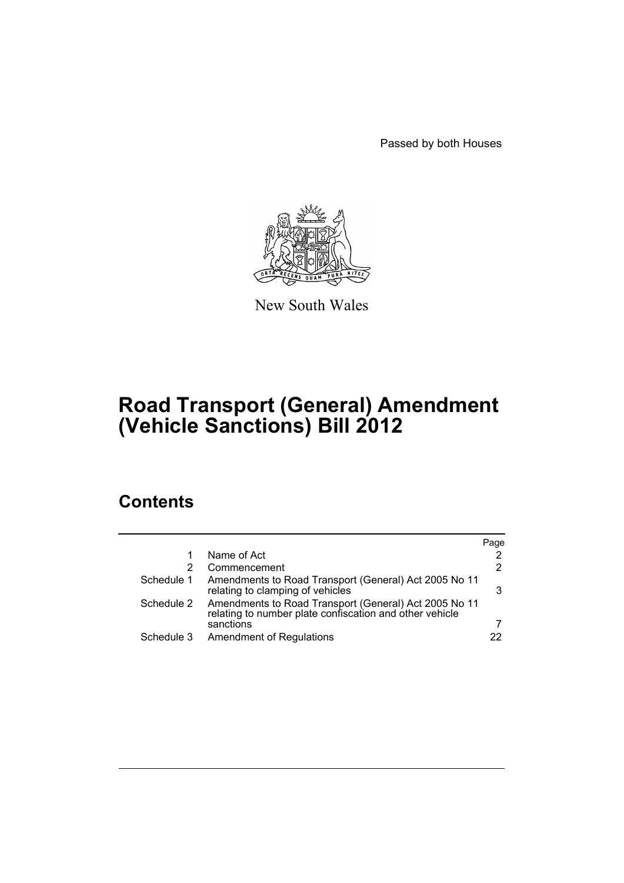Passed by both Houses

New South Wales

# Road Transport (General) Amendment (Vehicle Sanctions) Bill 2012

## Contents

| | | Page |
|---|---|---|
| 1 | Name of Act | 2 |
| 2 | Commencement | 2 |
| Schedule 1 | Amendments to Road Transport (General) Act 2005 No 11 relating to clamping of vehicles | 3 |
| Schedule 2 | Amendments to Road Transport (General) Act 2005 No 11 relating to number plate confiscation and other vehicle sanctions | 7 |
| Schedule 3 | Amendment of Regulations | 22 |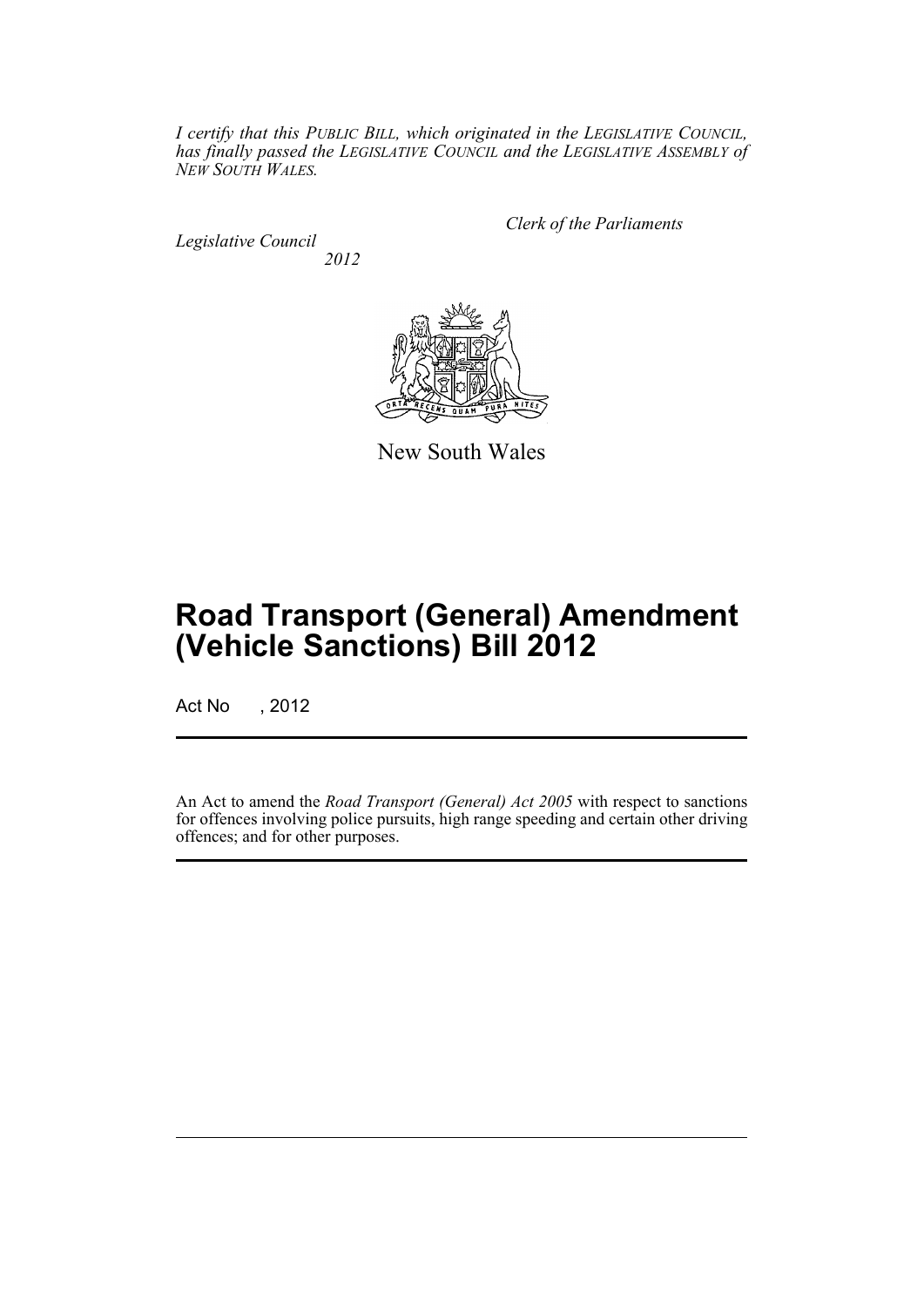*I certify that this PUBLIC BILL, which originated in the LEGISLATIVE COUNCIL, has finally passed the LEGISLATIVE COUNCIL and the LEGISLATIVE ASSEMBLY of NEW SOUTH WALES.*

*Clerk of the Parliaments*

*Legislative Council*

*2012*

New South Wales

# Road Transport (General) Amendment (Vehicle Sanctions) Bill 2012

Act No , 2012

An Act to amend the *Road Transport (General) Act 2005* with respect to sanctions for offences involving police pursuits, high range speeding and certain other driving offences; and for other purposes.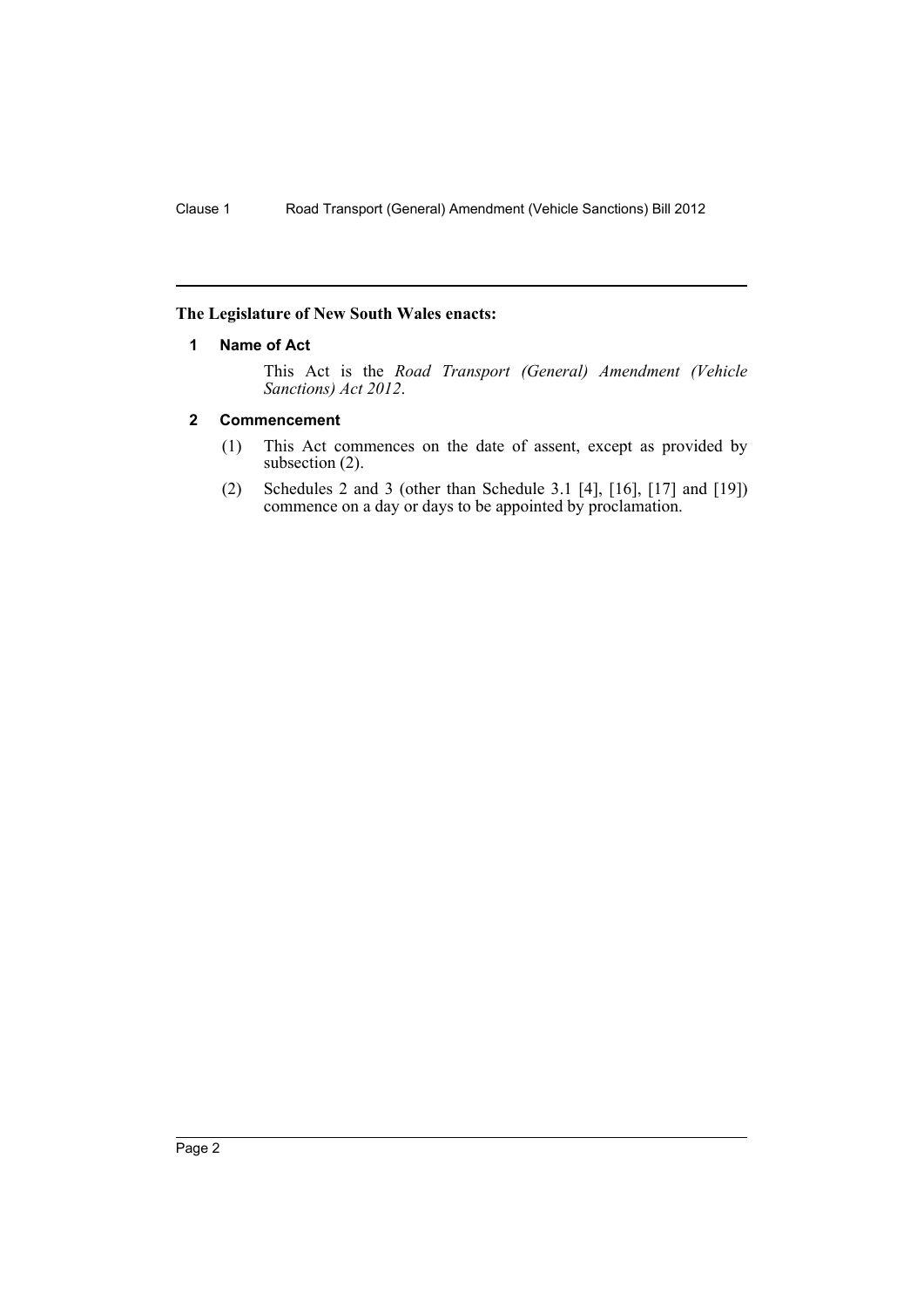**The Legislature of New South Wales enacts:**

## 1 Name of Act

This Act is the *Road Transport (General) Amendment (Vehicle Sanctions) Act 2012*.

## 2 Commencement

(1) This Act commences on the date of assent, except as provided by subsection (2).

(2) Schedules 2 and 3 (other than Schedule 3.1 [4], [16], [17] and [19]) commence on a day or days to be appointed by proclamation.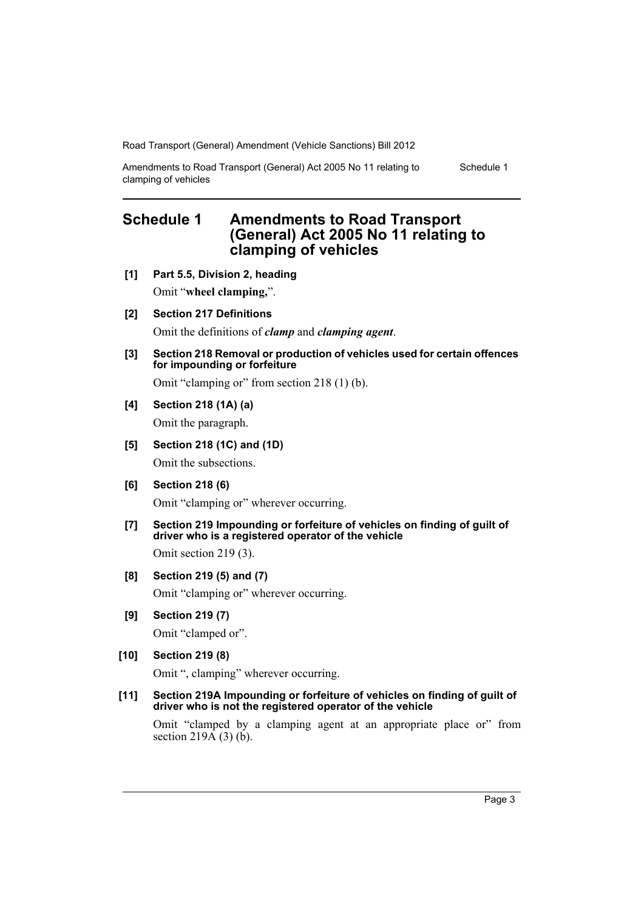# Schedule 1 Amendments to Road Transport (General) Act 2005 No 11 relating to clamping of vehicles

**[1] Part 5.5, Division 2, heading**

Omit "**wheel clamping,**".

**[2] Section 217 Definitions**

Omit the definitions of ***clamp*** and ***clamping agent***.

**[3] Section 218 Removal or production of vehicles used for certain offences for impounding or forfeiture**

Omit "clamping or" from section 218 (1) (b).

**[4] Section 218 (1A) (a)**

Omit the paragraph.

**[5] Section 218 (1C) and (1D)**

Omit the subsections.

**[6] Section 218 (6)**

Omit "clamping or" wherever occurring.

**[7] Section 219 Impounding or forfeiture of vehicles on finding of guilt of driver who is a registered operator of the vehicle**

Omit section 219 (3).

**[8] Section 219 (5) and (7)**

Omit "clamping or" wherever occurring.

**[9] Section 219 (7)**

Omit "clamped or".

**[10] Section 219 (8)**

Omit ", clamping" wherever occurring.

**[11] Section 219A Impounding or forfeiture of vehicles on finding of guilt of driver who is not the registered operator of the vehicle**

Omit "clamped by a clamping agent at an appropriate place or" from section 219A (3) (b).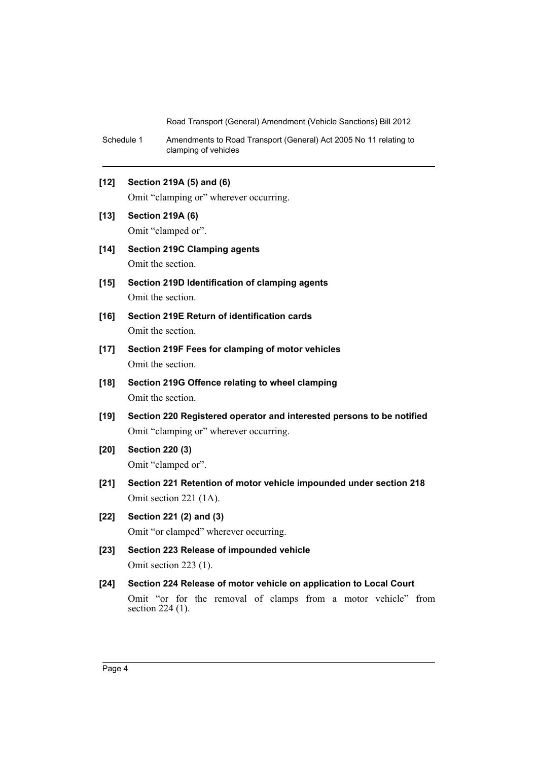**[12] Section 219A (5) and (6)**

Omit "clamping or" wherever occurring.

**[13] Section 219A (6)**

Omit "clamped or".

**[14] Section 219C Clamping agents**

Omit the section.

**[15] Section 219D Identification of clamping agents**

Omit the section.

**[16] Section 219E Return of identification cards**

Omit the section.

**[17] Section 219F Fees for clamping of motor vehicles**

Omit the section.

**[18] Section 219G Offence relating to wheel clamping**

Omit the section.

**[19] Section 220 Registered operator and interested persons to be notified**

Omit "clamping or" wherever occurring.

**[20] Section 220 (3)**

Omit "clamped or".

**[21] Section 221 Retention of motor vehicle impounded under section 218**

Omit section 221 (1A).

**[22] Section 221 (2) and (3)**

Omit "or clamped" wherever occurring.

**[23] Section 223 Release of impounded vehicle**

Omit section 223 (1).

**[24] Section 224 Release of motor vehicle on application to Local Court**

Omit "or for the removal of clamps from a motor vehicle" from section 224 (1).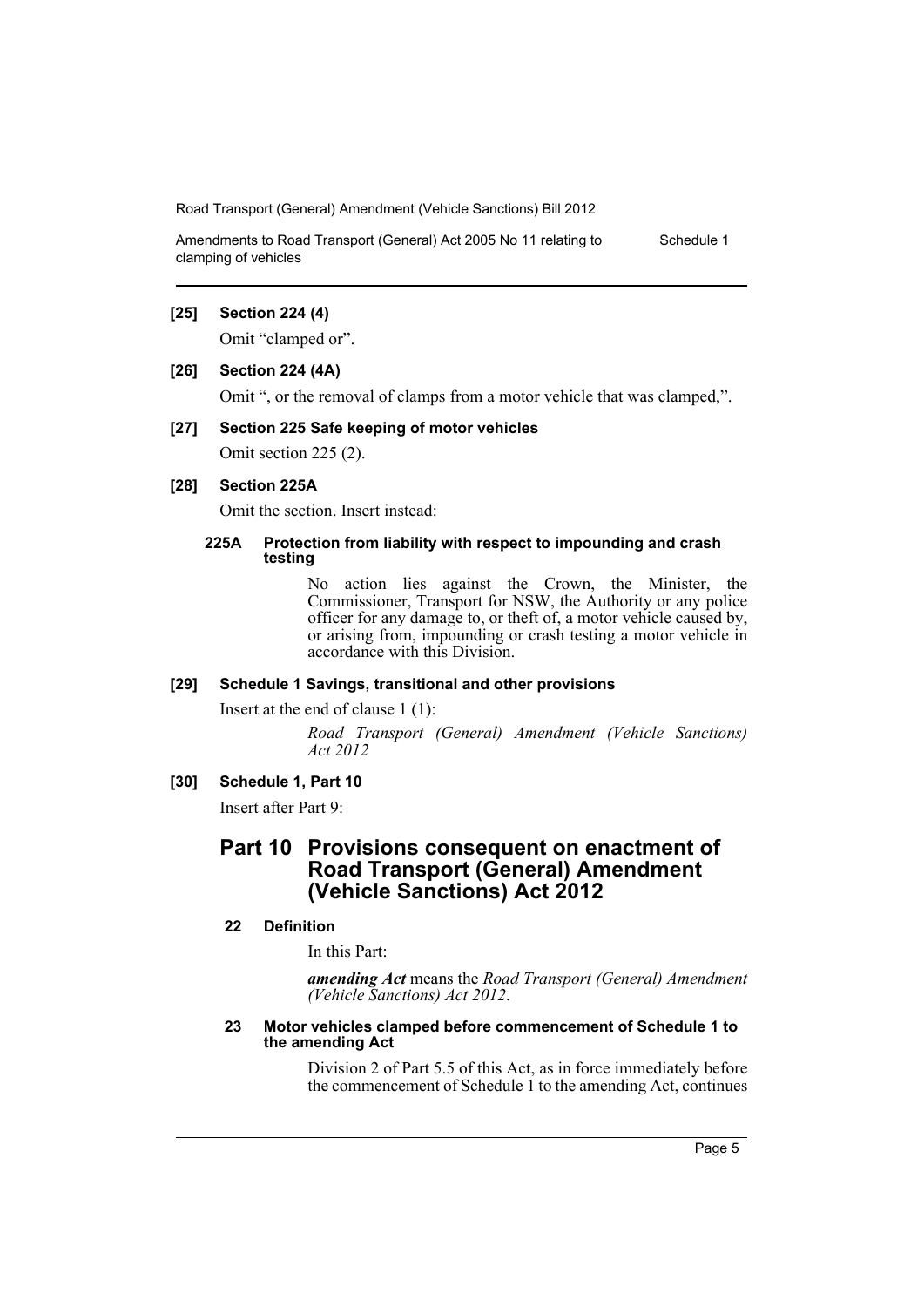**[25] Section 224 (4)**

Omit "clamped or".

**[26] Section 224 (4A)**

Omit ", or the removal of clamps from a motor vehicle that was clamped,".

**[27] Section 225 Safe keeping of motor vehicles**

Omit section 225 (2).

**[28] Section 225A**

Omit the section. Insert instead:

**225A Protection from liability with respect to impounding and crash testing**

No action lies against the Crown, the Minister, the Commissioner, Transport for NSW, the Authority or any police officer for any damage to, or theft of, a motor vehicle caused by, or arising from, impounding or crash testing a motor vehicle in accordance with this Division.

**[29] Schedule 1 Savings, transitional and other provisions**

Insert at the end of clause 1 (1):

*Road Transport (General) Amendment (Vehicle Sanctions) Act 2012*

**[30] Schedule 1, Part 10**

Insert after Part 9:

## Part 10 Provisions consequent on enactment of Road Transport (General) Amendment (Vehicle Sanctions) Act 2012

**22 Definition**

In this Part:

***amending Act*** means the *Road Transport (General) Amendment (Vehicle Sanctions) Act 2012*.

**23 Motor vehicles clamped before commencement of Schedule 1 to the amending Act**

Division 2 of Part 5.5 of this Act, as in force immediately before the commencement of Schedule 1 to the amending Act, continues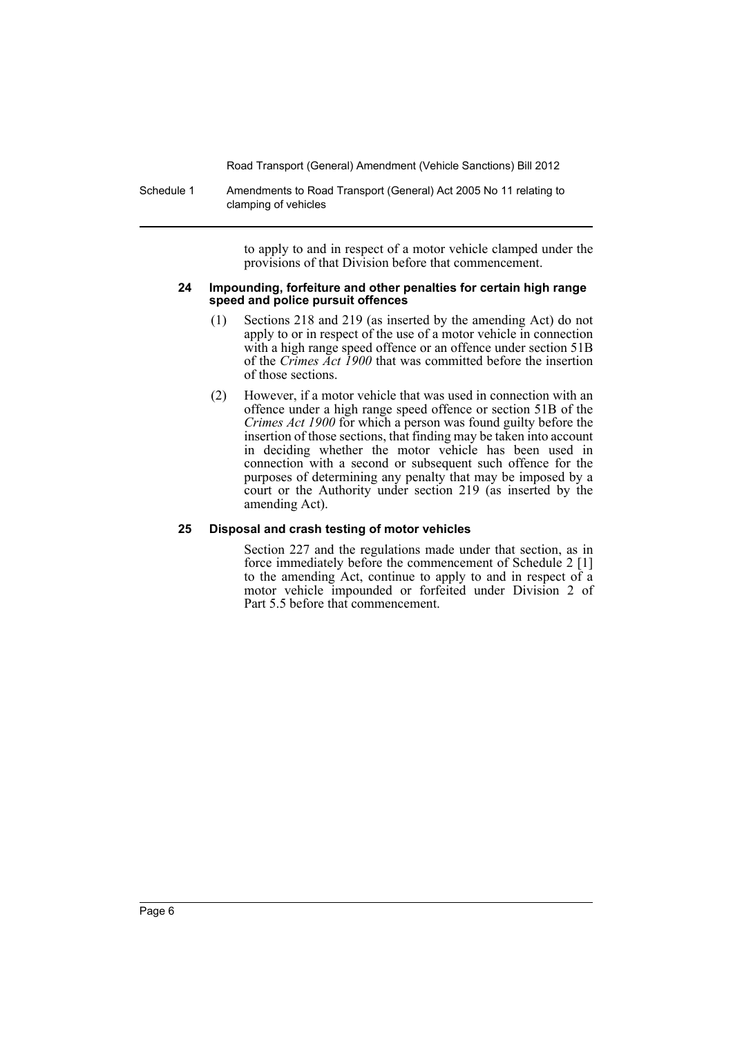to apply to and in respect of a motor vehicle clamped under the provisions of that Division before that commencement.

#### 24 Impounding, forfeiture and other penalties for certain high range speed and police pursuit offences

(1) Sections 218 and 219 (as inserted by the amending Act) do not apply to or in respect of the use of a motor vehicle in connection with a high range speed offence or an offence under section 51B of the *Crimes Act 1900* that was committed before the insertion of those sections.

(2) However, if a motor vehicle that was used in connection with an offence under a high range speed offence or section 51B of the *Crimes Act 1900* for which a person was found guilty before the insertion of those sections, that finding may be taken into account in deciding whether the motor vehicle has been used in connection with a second or subsequent such offence for the purposes of determining any penalty that may be imposed by a court or the Authority under section 219 (as inserted by the amending Act).

#### 25 Disposal and crash testing of motor vehicles

Section 227 and the regulations made under that section, as in force immediately before the commencement of Schedule 2 [1] to the amending Act, continue to apply to and in respect of a motor vehicle impounded or forfeited under Division 2 of Part 5.5 before that commencement.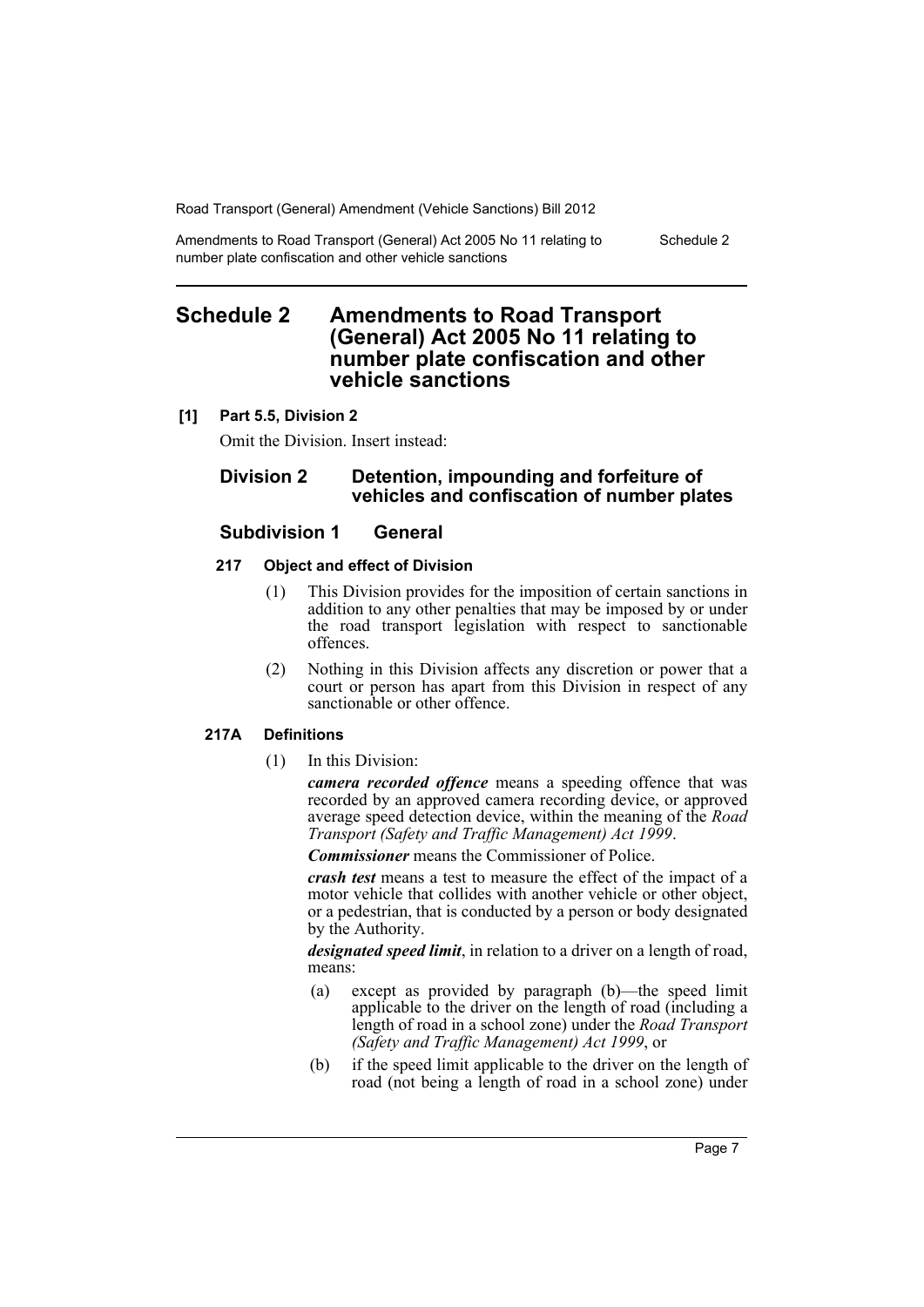# Schedule 2 Amendments to Road Transport (General) Act 2005 No 11 relating to number plate confiscation and other vehicle sanctions

**[1] Part 5.5, Division 2**

Omit the Division. Insert instead:

## Division 2 Detention, impounding and forfeiture of vehicles and confiscation of number plates

### Subdivision 1 General

**217 Object and effect of Division**

(1) This Division provides for the imposition of certain sanctions in addition to any other penalties that may be imposed by or under the road transport legislation with respect to sanctionable offences.

(2) Nothing in this Division affects any discretion or power that a court or person has apart from this Division in respect of any sanctionable or other offence.

**217A Definitions**

(1) In this Division:

***camera recorded offence*** means a speeding offence that was recorded by an approved camera recording device, or approved average speed detection device, within the meaning of the *Road Transport (Safety and Traffic Management) Act 1999*.

***Commissioner*** means the Commissioner of Police.

***crash test*** means a test to measure the effect of the impact of a motor vehicle that collides with another vehicle or other object, or a pedestrian, that is conducted by a person or body designated by the Authority.

***designated speed limit***, in relation to a driver on a length of road, means:

(a) except as provided by paragraph (b)—the speed limit applicable to the driver on the length of road (including a length of road in a school zone) under the *Road Transport (Safety and Traffic Management) Act 1999*, or

(b) if the speed limit applicable to the driver on the length of road (not being a length of road in a school zone) under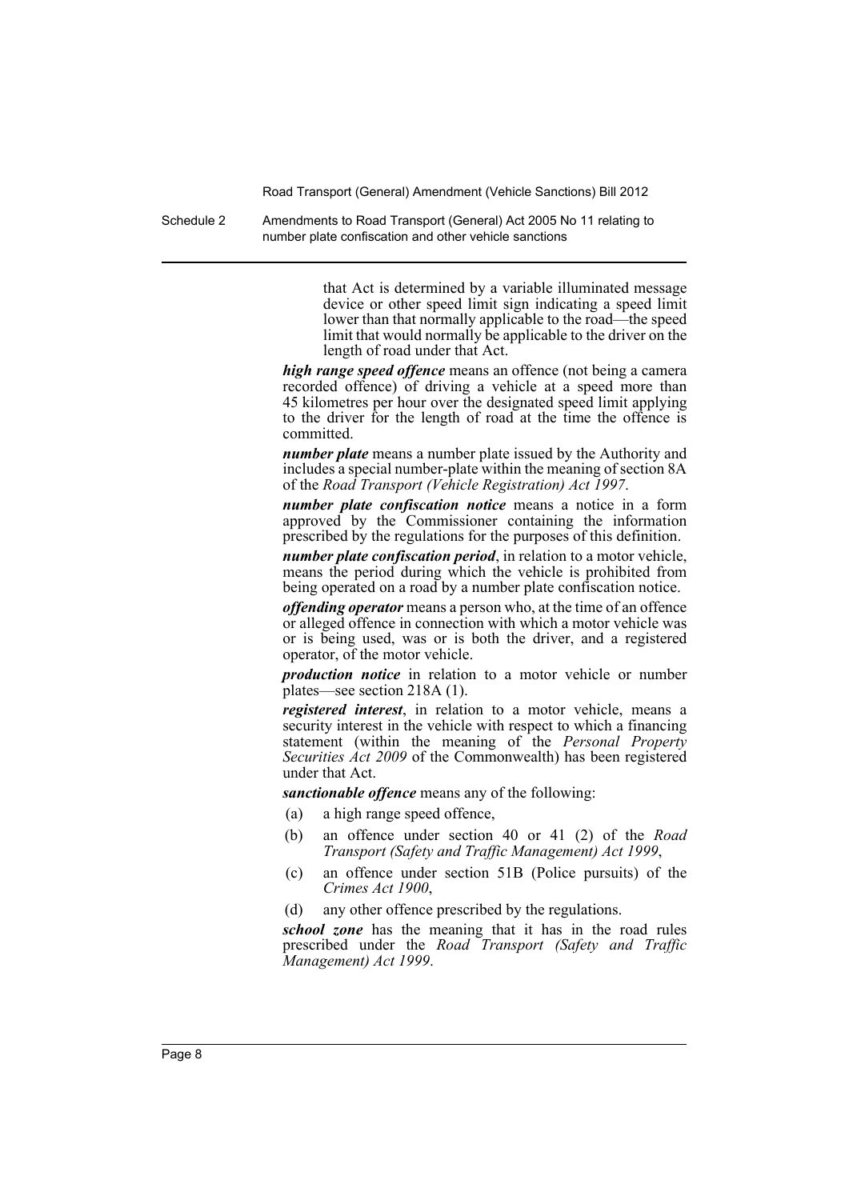that Act is determined by a variable illuminated message device or other speed limit sign indicating a speed limit lower than that normally applicable to the road—the speed limit that would normally be applicable to the driver on the length of road under that Act.

***high range speed offence*** means an offence (not being a camera recorded offence) of driving a vehicle at a speed more than 45 kilometres per hour over the designated speed limit applying to the driver for the length of road at the time the offence is committed.

***number plate*** means a number plate issued by the Authority and includes a special number-plate within the meaning of section 8A of the *Road Transport (Vehicle Registration) Act 1997*.

***number plate confiscation notice*** means a notice in a form approved by the Commissioner containing the information prescribed by the regulations for the purposes of this definition.

***number plate confiscation period***, in relation to a motor vehicle, means the period during which the vehicle is prohibited from being operated on a road by a number plate confiscation notice.

***offending operator*** means a person who, at the time of an offence or alleged offence in connection with which a motor vehicle was or is being used, was or is both the driver, and a registered operator, of the motor vehicle.

***production notice*** in relation to a motor vehicle or number plates—see section 218A (1).

***registered interest***, in relation to a motor vehicle, means a security interest in the vehicle with respect to which a financing statement (within the meaning of the *Personal Property Securities Act 2009* of the Commonwealth) has been registered under that Act.

***sanctionable offence*** means any of the following:

(a) a high range speed offence,

(b) an offence under section 40 or 41 (2) of the *Road Transport (Safety and Traffic Management) Act 1999*,

(c) an offence under section 51B (Police pursuits) of the *Crimes Act 1900*,

(d) any other offence prescribed by the regulations.

***school zone*** has the meaning that it has in the road rules prescribed under the *Road Transport (Safety and Traffic Management) Act 1999*.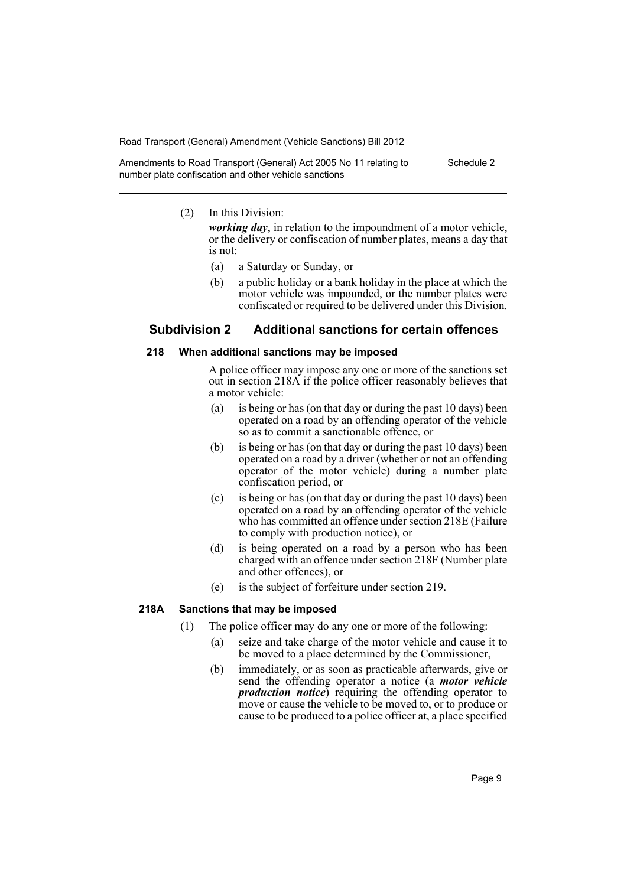(2) In this Division:

*working day*, in relation to the impoundment of a motor vehicle, or the delivery or confiscation of number plates, means a day that is not:

- (a) a Saturday or Sunday, or
- (b) a public holiday or a bank holiday in the place at which the motor vehicle was impounded, or the number plates were confiscated or required to be delivered under this Division.

## Subdivision 2 Additional sanctions for certain offences

### 218 When additional sanctions may be imposed

A police officer may impose any one or more of the sanctions set out in section 218A if the police officer reasonably believes that a motor vehicle:

- (a) is being or has (on that day or during the past 10 days) been operated on a road by an offending operator of the vehicle so as to commit a sanctionable offence, or
- (b) is being or has (on that day or during the past 10 days) been operated on a road by a driver (whether or not an offending operator of the motor vehicle) during a number plate confiscation period, or
- (c) is being or has (on that day or during the past 10 days) been operated on a road by an offending operator of the vehicle who has committed an offence under section 218E (Failure to comply with production notice), or
- (d) is being operated on a road by a person who has been charged with an offence under section 218F (Number plate and other offences), or
- (e) is the subject of forfeiture under section 219.

### 218A Sanctions that may be imposed

(1) The police officer may do any one or more of the following:

- (a) seize and take charge of the motor vehicle and cause it to be moved to a place determined by the Commissioner,
- (b) immediately, or as soon as practicable afterwards, give or send the offending operator a notice (a ***motor vehicle production notice***) requiring the offending operator to move or cause the vehicle to be moved to, or to produce or cause to be produced to a police officer at, a place specified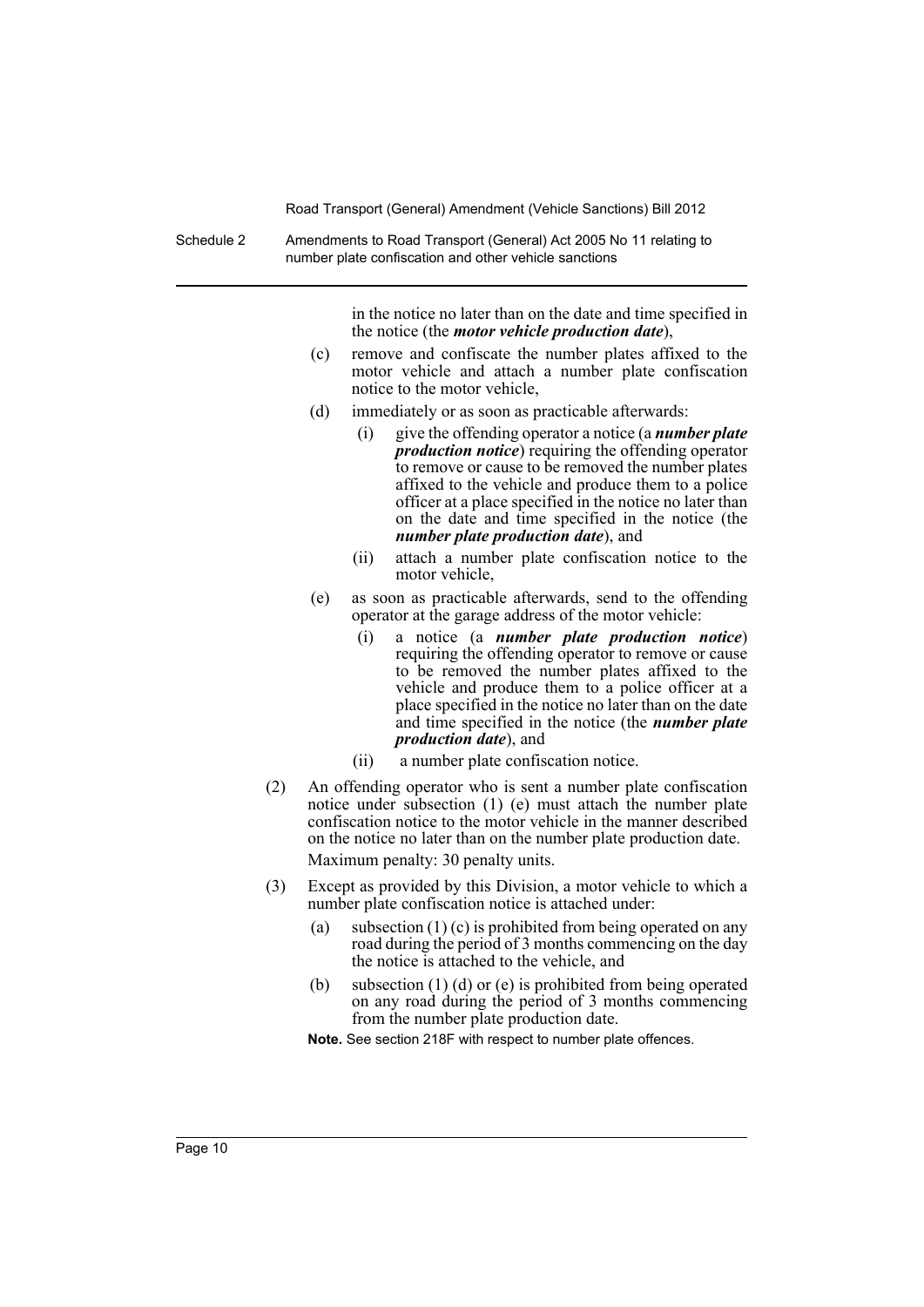in the notice no later than on the date and time specified in the notice (the ***motor vehicle production date***),

(c) remove and confiscate the number plates affixed to the motor vehicle and attach a number plate confiscation notice to the motor vehicle,

(d) immediately or as soon as practicable afterwards:

(i) give the offending operator a notice (a ***number plate production notice***) requiring the offending operator to remove or cause to be removed the number plates affixed to the vehicle and produce them to a police officer at a place specified in the notice no later than on the date and time specified in the notice (the ***number plate production date***), and

(ii) attach a number plate confiscation notice to the motor vehicle,

(e) as soon as practicable afterwards, send to the offending operator at the garage address of the motor vehicle:

(i) a notice (a ***number plate production notice***) requiring the offending operator to remove or cause to be removed the number plates affixed to the vehicle and produce them to a police officer at a place specified in the notice no later than on the date and time specified in the notice (the ***number plate production date***), and

(ii) a number plate confiscation notice.

(2) An offending operator who is sent a number plate confiscation notice under subsection (1) (e) must attach the number plate confiscation notice to the motor vehicle in the manner described on the notice no later than on the number plate production date.

Maximum penalty: 30 penalty units.

(3) Except as provided by this Division, a motor vehicle to which a number plate confiscation notice is attached under:

(a) subsection (1) (c) is prohibited from being operated on any road during the period of 3 months commencing on the day the notice is attached to the vehicle, and

(b) subsection (1) (d) or (e) is prohibited from being operated on any road during the period of 3 months commencing from the number plate production date.

**Note.** See section 218F with respect to number plate offences.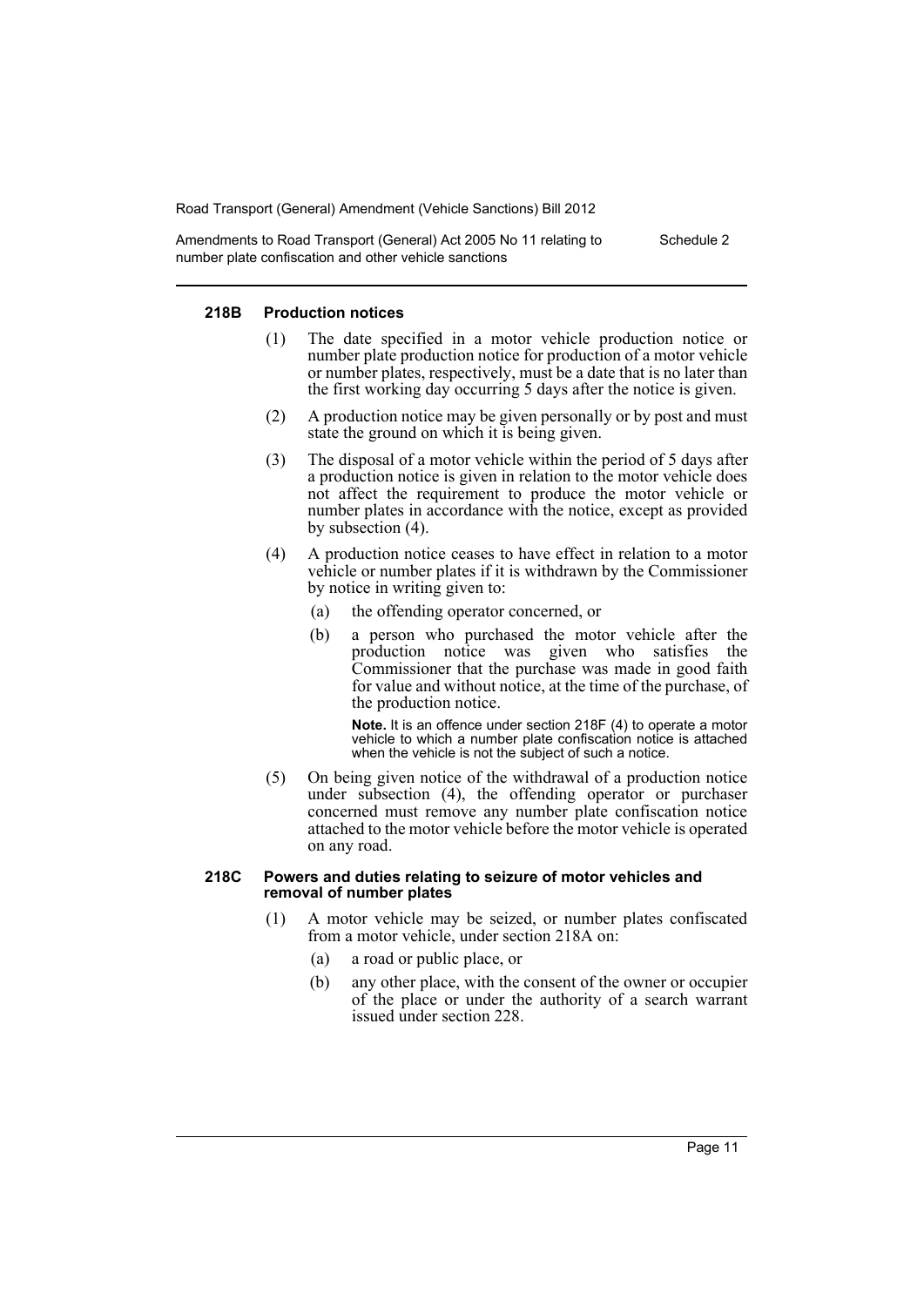#### 218B Production notices

(1) The date specified in a motor vehicle production notice or number plate production notice for production of a motor vehicle or number plates, respectively, must be a date that is no later than the first working day occurring 5 days after the notice is given.

(2) A production notice may be given personally or by post and must state the ground on which it is being given.

(3) The disposal of a motor vehicle within the period of 5 days after a production notice is given in relation to the motor vehicle does not affect the requirement to produce the motor vehicle or number plates in accordance with the notice, except as provided by subsection (4).

(4) A production notice ceases to have effect in relation to a motor vehicle or number plates if it is withdrawn by the Commissioner by notice in writing given to:

(a) the offending operator concerned, or

(b) a person who purchased the motor vehicle after the production notice was given who satisfies the Commissioner that the purchase was made in good faith for value and without notice, at the time of the purchase, of the production notice.

**Note.** It is an offence under section 218F (4) to operate a motor vehicle to which a number plate confiscation notice is attached when the vehicle is not the subject of such a notice.

(5) On being given notice of the withdrawal of a production notice under subsection (4), the offending operator or purchaser concerned must remove any number plate confiscation notice attached to the motor vehicle before the motor vehicle is operated on any road.

#### 218C Powers and duties relating to seizure of motor vehicles and removal of number plates

(1) A motor vehicle may be seized, or number plates confiscated from a motor vehicle, under section 218A on:

(a) a road or public place, or

(b) any other place, with the consent of the owner or occupier of the place or under the authority of a search warrant issued under section 228.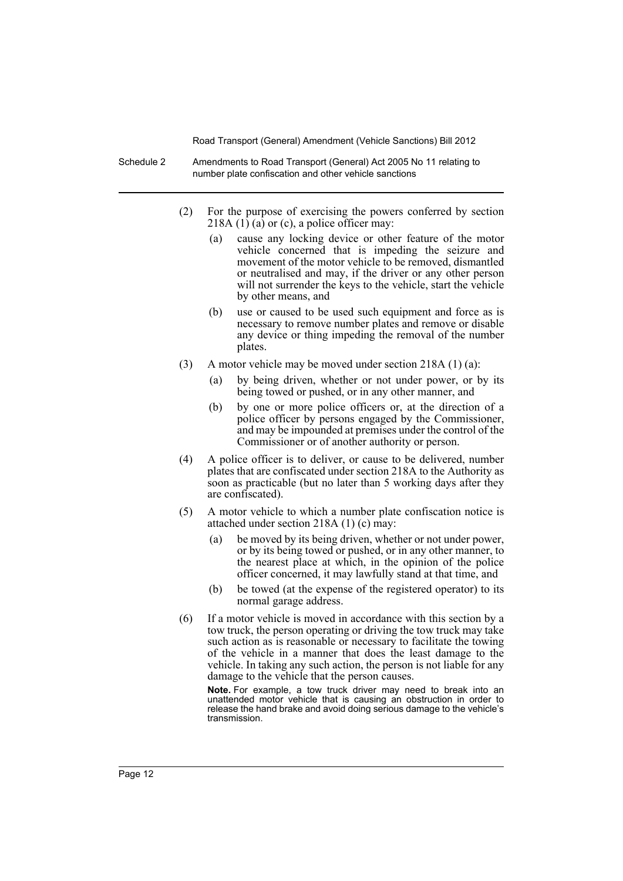(2) For the purpose of exercising the powers conferred by section 218A (1) (a) or (c), a police officer may:

   (a) cause any locking device or other feature of the motor vehicle concerned that is impeding the seizure and movement of the motor vehicle to be removed, dismantled or neutralised and may, if the driver or any other person will not surrender the keys to the vehicle, start the vehicle by other means, and

   (b) use or caused to be used such equipment and force as is necessary to remove number plates and remove or disable any device or thing impeding the removal of the number plates.

(3) A motor vehicle may be moved under section 218A (1) (a):

   (a) by being driven, whether or not under power, or by its being towed or pushed, or in any other manner, and

   (b) by one or more police officers or, at the direction of a police officer by persons engaged by the Commissioner, and may be impounded at premises under the control of the Commissioner or of another authority or person.

(4) A police officer is to deliver, or cause to be delivered, number plates that are confiscated under section 218A to the Authority as soon as practicable (but no later than 5 working days after they are confiscated).

(5) A motor vehicle to which a number plate confiscation notice is attached under section 218A (1) (c) may:

   (a) be moved by its being driven, whether or not under power, or by its being towed or pushed, or in any other manner, to the nearest place at which, in the opinion of the police officer concerned, it may lawfully stand at that time, and

   (b) be towed (at the expense of the registered operator) to its normal garage address.

(6) If a motor vehicle is moved in accordance with this section by a tow truck, the person operating or driving the tow truck may take such action as is reasonable or necessary to facilitate the towing of the vehicle in a manner that does the least damage to the vehicle. In taking any such action, the person is not liable for any damage to the vehicle that the person causes.

   **Note.** For example, a tow truck driver may need to break into an unattended motor vehicle that is causing an obstruction in order to release the hand brake and avoid doing serious damage to the vehicle's transmission.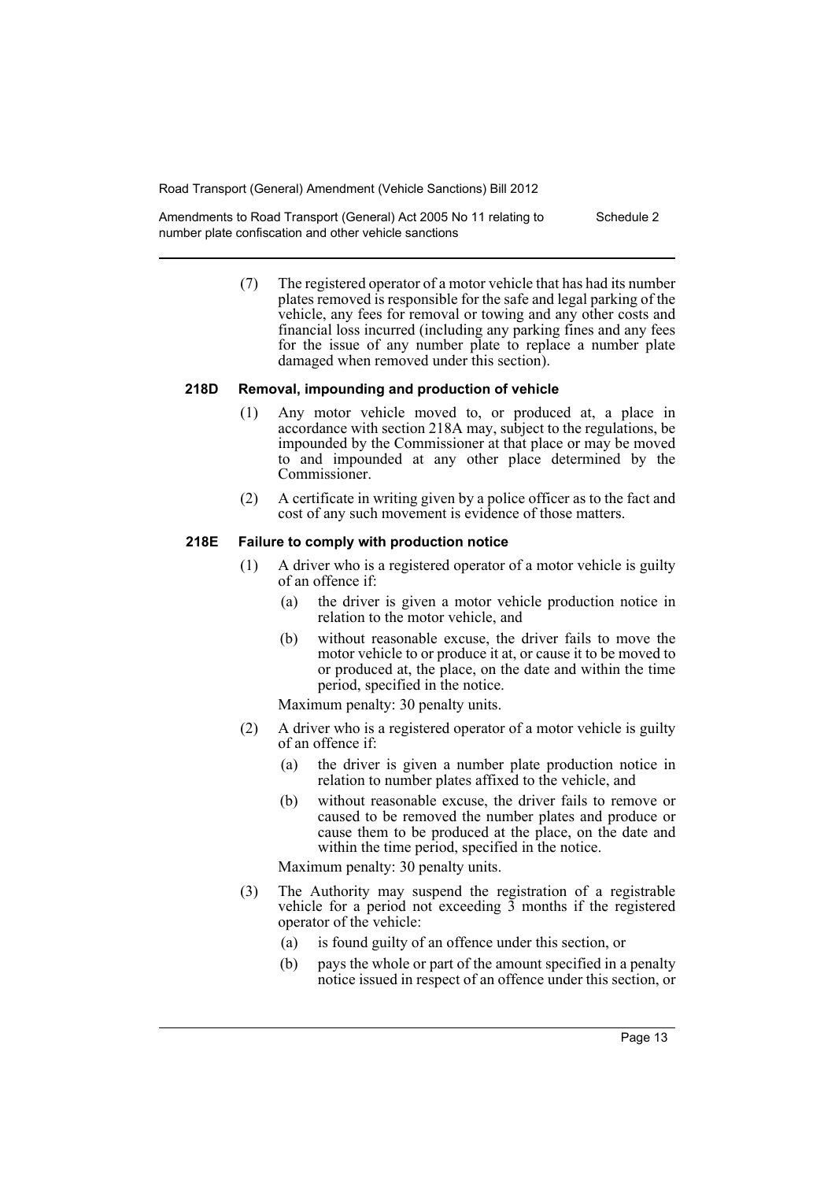(7) The registered operator of a motor vehicle that has had its number plates removed is responsible for the safe and legal parking of the vehicle, any fees for removal or towing and any other costs and financial loss incurred (including any parking fines and any fees for the issue of any number plate to replace a number plate damaged when removed under this section).

### 218D Removal, impounding and production of vehicle

(1) Any motor vehicle moved to, or produced at, a place in accordance with section 218A may, subject to the regulations, be impounded by the Commissioner at that place or may be moved to and impounded at any other place determined by the Commissioner.

(2) A certificate in writing given by a police officer as to the fact and cost of any such movement is evidence of those matters.

### 218E Failure to comply with production notice

(1) A driver who is a registered operator of a motor vehicle is guilty of an offence if:

(a) the driver is given a motor vehicle production notice in relation to the motor vehicle, and

(b) without reasonable excuse, the driver fails to move the motor vehicle to or produce it at, or cause it to be moved to or produced at, the place, on the date and within the time period, specified in the notice.

Maximum penalty: 30 penalty units.

(2) A driver who is a registered operator of a motor vehicle is guilty of an offence if:

(a) the driver is given a number plate production notice in relation to number plates affixed to the vehicle, and

(b) without reasonable excuse, the driver fails to remove or caused to be removed the number plates and produce or cause them to be produced at the place, on the date and within the time period, specified in the notice.

Maximum penalty: 30 penalty units.

(3) The Authority may suspend the registration of a registrable vehicle for a period not exceeding 3 months if the registered operator of the vehicle:

(a) is found guilty of an offence under this section, or

(b) pays the whole or part of the amount specified in a penalty notice issued in respect of an offence under this section, or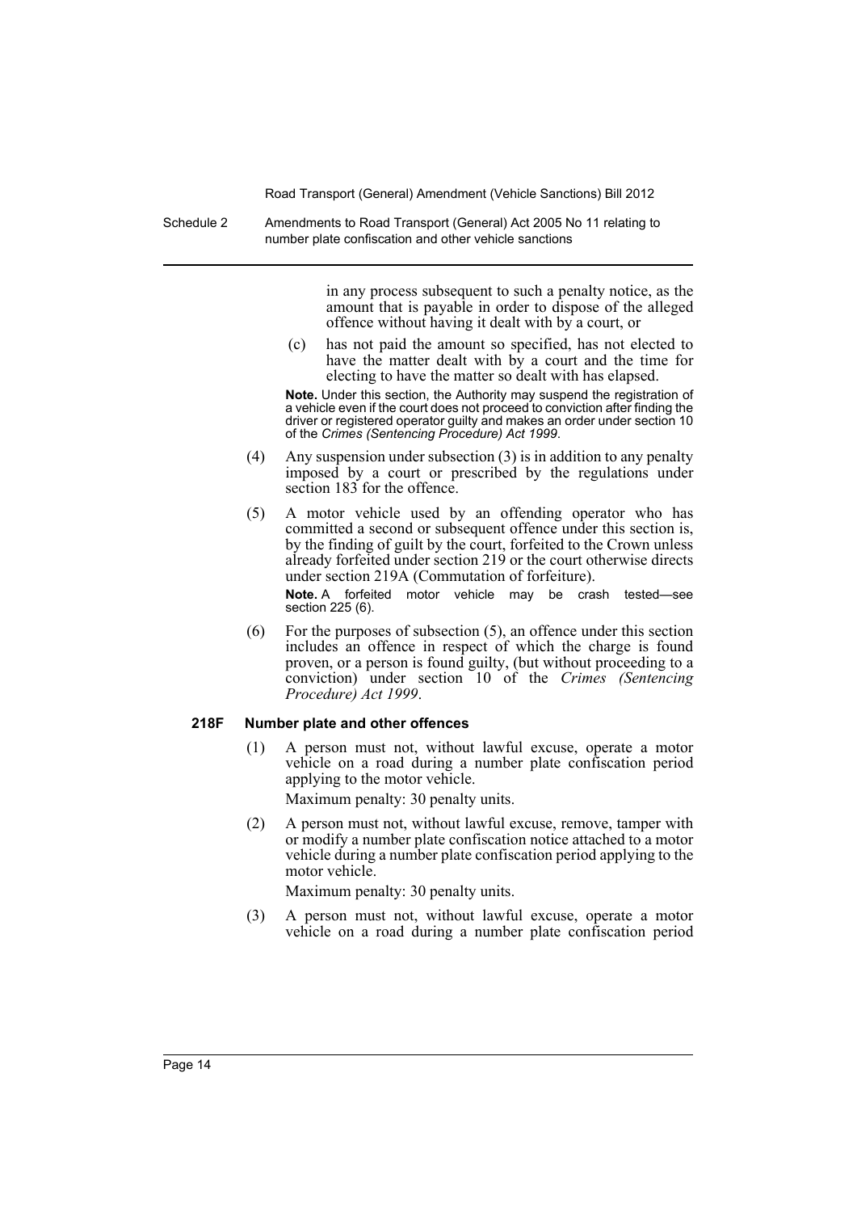in any process subsequent to such a penalty notice, as the amount that is payable in order to dispose of the alleged offence without having it dealt with by a court, or

(c) has not paid the amount so specified, has not elected to have the matter dealt with by a court and the time for electing to have the matter so dealt with has elapsed.

**Note.** Under this section, the Authority may suspend the registration of a vehicle even if the court does not proceed to conviction after finding the driver or registered operator guilty and makes an order under section 10 of the *Crimes (Sentencing Procedure) Act 1999*.

(4) Any suspension under subsection (3) is in addition to any penalty imposed by a court or prescribed by the regulations under section 183 for the offence.

(5) A motor vehicle used by an offending operator who has committed a second or subsequent offence under this section is, by the finding of guilt by the court, forfeited to the Crown unless already forfeited under section 219 or the court otherwise directs under section 219A (Commutation of forfeiture).

**Note.** A forfeited motor vehicle may be crash tested—see section 225 (6).

(6) For the purposes of subsection (5), an offence under this section includes an offence in respect of which the charge is found proven, or a person is found guilty, (but without proceeding to a conviction) under section 10 of the *Crimes (Sentencing Procedure) Act 1999*.

#### 218F Number plate and other offences

(1) A person must not, without lawful excuse, operate a motor vehicle on a road during a number plate confiscation period applying to the motor vehicle.

Maximum penalty: 30 penalty units.

(2) A person must not, without lawful excuse, remove, tamper with or modify a number plate confiscation notice attached to a motor vehicle during a number plate confiscation period applying to the motor vehicle.

Maximum penalty: 30 penalty units.

(3) A person must not, without lawful excuse, operate a motor vehicle on a road during a number plate confiscation period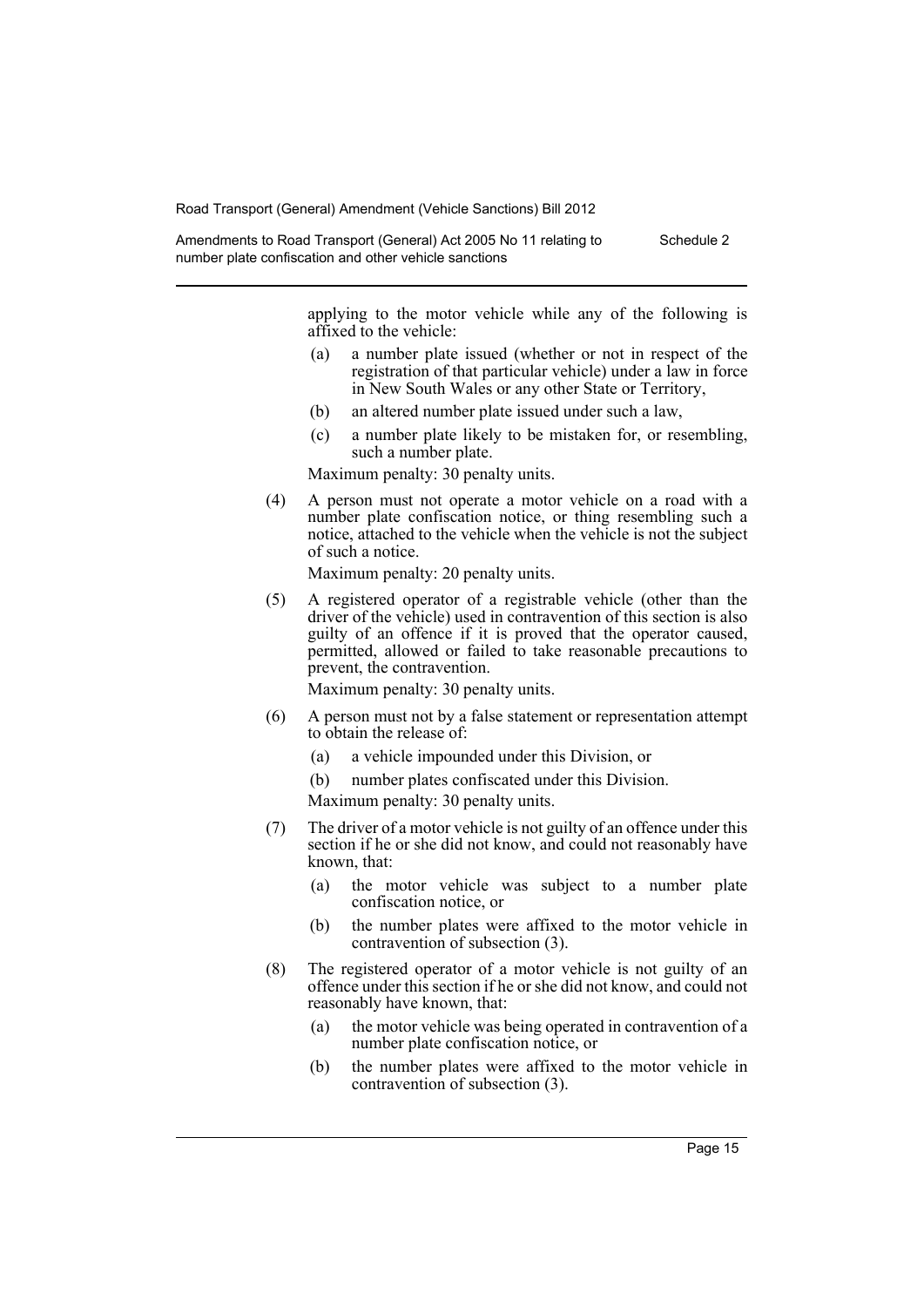applying to the motor vehicle while any of the following is affixed to the vehicle:

(a) a number plate issued (whether or not in respect of the registration of that particular vehicle) under a law in force in New South Wales or any other State or Territory,

(b) an altered number plate issued under such a law,

(c) a number plate likely to be mistaken for, or resembling, such a number plate.

Maximum penalty: 30 penalty units.

(4) A person must not operate a motor vehicle on a road with a number plate confiscation notice, or thing resembling such a notice, attached to the vehicle when the vehicle is not the subject of such a notice.

Maximum penalty: 20 penalty units.

(5) A registered operator of a registrable vehicle (other than the driver of the vehicle) used in contravention of this section is also guilty of an offence if it is proved that the operator caused, permitted, allowed or failed to take reasonable precautions to prevent, the contravention.

Maximum penalty: 30 penalty units.

(6) A person must not by a false statement or representation attempt to obtain the release of:

(a) a vehicle impounded under this Division, or

(b) number plates confiscated under this Division.

Maximum penalty: 30 penalty units.

(7) The driver of a motor vehicle is not guilty of an offence under this section if he or she did not know, and could not reasonably have known, that:

(a) the motor vehicle was subject to a number plate confiscation notice, or

(b) the number plates were affixed to the motor vehicle in contravention of subsection (3).

(8) The registered operator of a motor vehicle is not guilty of an offence under this section if he or she did not know, and could not reasonably have known, that:

(a) the motor vehicle was being operated in contravention of a number plate confiscation notice, or

(b) the number plates were affixed to the motor vehicle in contravention of subsection (3).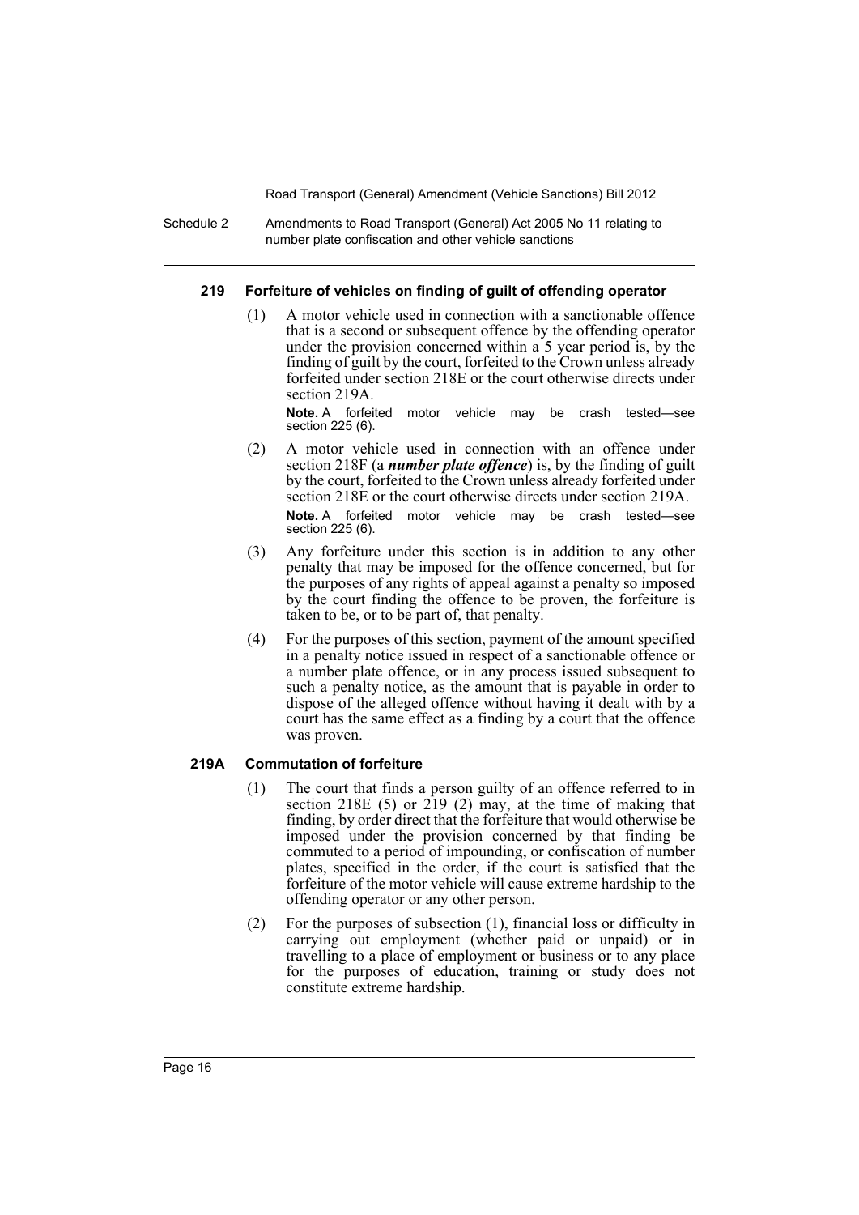#### 219 Forfeiture of vehicles on finding of guilt of offending operator

(1) A motor vehicle used in connection with a sanctionable offence that is a second or subsequent offence by the offending operator under the provision concerned within a 5 year period is, by the finding of guilt by the court, forfeited to the Crown unless already forfeited under section 218E or the court otherwise directs under section 219A.

**Note.** A forfeited motor vehicle may be crash tested—see section 225 (6).

(2) A motor vehicle used in connection with an offence under section 218F (a ***number plate offence***) is, by the finding of guilt by the court, forfeited to the Crown unless already forfeited under section 218E or the court otherwise directs under section 219A.

**Note.** A forfeited motor vehicle may be crash tested—see section 225 (6).

(3) Any forfeiture under this section is in addition to any other penalty that may be imposed for the offence concerned, but for the purposes of any rights of appeal against a penalty so imposed by the court finding the offence to be proven, the forfeiture is taken to be, or to be part of, that penalty.

(4) For the purposes of this section, payment of the amount specified in a penalty notice issued in respect of a sanctionable offence or a number plate offence, or in any process issued subsequent to such a penalty notice, as the amount that is payable in order to dispose of the alleged offence without having it dealt with by a court has the same effect as a finding by a court that the offence was proven.

#### 219A Commutation of forfeiture

(1) The court that finds a person guilty of an offence referred to in section 218E (5) or 219 (2) may, at the time of making that finding, by order direct that the forfeiture that would otherwise be imposed under the provision concerned by that finding be commuted to a period of impounding, or confiscation of number plates, specified in the order, if the court is satisfied that the forfeiture of the motor vehicle will cause extreme hardship to the offending operator or any other person.

(2) For the purposes of subsection (1), financial loss or difficulty in carrying out employment (whether paid or unpaid) or in travelling to a place of employment or business or to any place for the purposes of education, training or study does not constitute extreme hardship.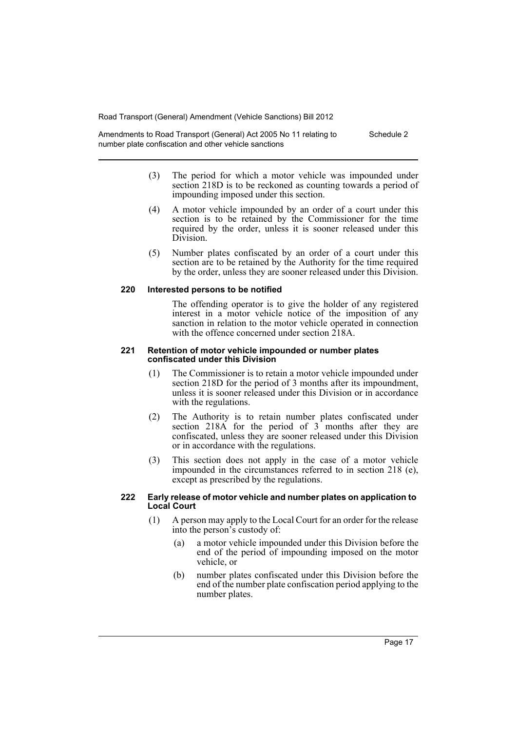(3) The period for which a motor vehicle was impounded under section 218D is to be reckoned as counting towards a period of impounding imposed under this section.

(4) A motor vehicle impounded by an order of a court under this section is to be retained by the Commissioner for the time required by the order, unless it is sooner released under this Division.

(5) Number plates confiscated by an order of a court under this section are to be retained by the Authority for the time required by the order, unless they are sooner released under this Division.

#### 220 Interested persons to be notified

The offending operator is to give the holder of any registered interest in a motor vehicle notice of the imposition of any sanction in relation to the motor vehicle operated in connection with the offence concerned under section 218A.

#### 221 Retention of motor vehicle impounded or number plates confiscated under this Division

(1) The Commissioner is to retain a motor vehicle impounded under section 218D for the period of 3 months after its impoundment, unless it is sooner released under this Division or in accordance with the regulations.

(2) The Authority is to retain number plates confiscated under section 218A for the period of 3 months after they are confiscated, unless they are sooner released under this Division or in accordance with the regulations.

(3) This section does not apply in the case of a motor vehicle impounded in the circumstances referred to in section 218 (e), except as prescribed by the regulations.

#### 222 Early release of motor vehicle and number plates on application to Local Court

(1) A person may apply to the Local Court for an order for the release into the person's custody of:

(a) a motor vehicle impounded under this Division before the end of the period of impounding imposed on the motor vehicle, or

(b) number plates confiscated under this Division before the end of the number plate confiscation period applying to the number plates.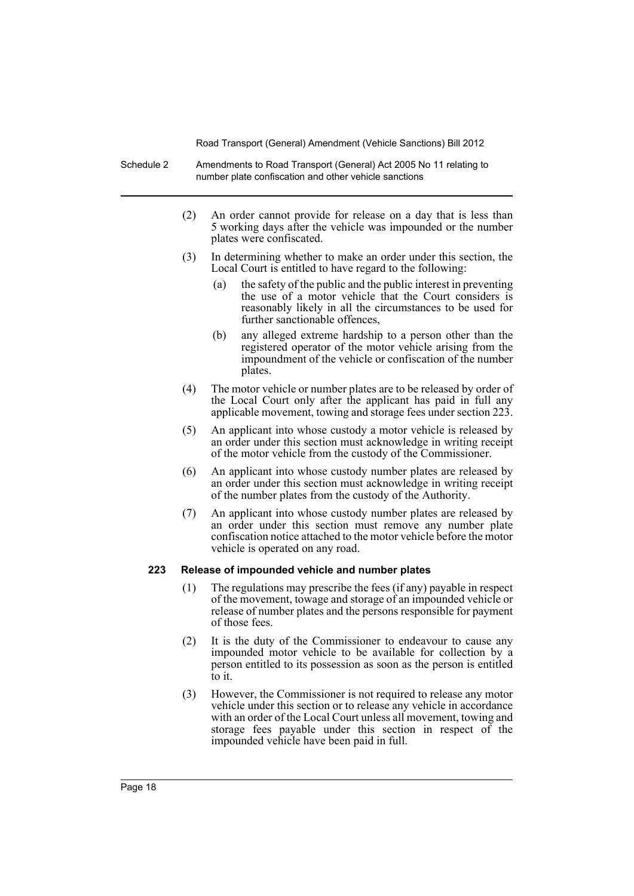(2) An order cannot provide for release on a day that is less than 5 working days after the vehicle was impounded or the number plates were confiscated.

(3) In determining whether to make an order under this section, the Local Court is entitled to have regard to the following:

   (a) the safety of the public and the public interest in preventing the use of a motor vehicle that the Court considers is reasonably likely in all the circumstances to be used for further sanctionable offences,

   (b) any alleged extreme hardship to a person other than the registered operator of the motor vehicle arising from the impoundment of the vehicle or confiscation of the number plates.

(4) The motor vehicle or number plates are to be released by order of the Local Court only after the applicant has paid in full any applicable movement, towing and storage fees under section 223.

(5) An applicant into whose custody a motor vehicle is released by an order under this section must acknowledge in writing receipt of the motor vehicle from the custody of the Commissioner.

(6) An applicant into whose custody number plates are released by an order under this section must acknowledge in writing receipt of the number plates from the custody of the Authority.

(7) An applicant into whose custody number plates are released by an order under this section must remove any number plate confiscation notice attached to the motor vehicle before the motor vehicle is operated on any road.

**223 Release of impounded vehicle and number plates**

(1) The regulations may prescribe the fees (if any) payable in respect of the movement, towage and storage of an impounded vehicle or release of number plates and the persons responsible for payment of those fees.

(2) It is the duty of the Commissioner to endeavour to cause any impounded motor vehicle to be available for collection by a person entitled to its possession as soon as the person is entitled to it.

(3) However, the Commissioner is not required to release any motor vehicle under this section or to release any vehicle in accordance with an order of the Local Court unless all movement, towing and storage fees payable under this section in respect of the impounded vehicle have been paid in full.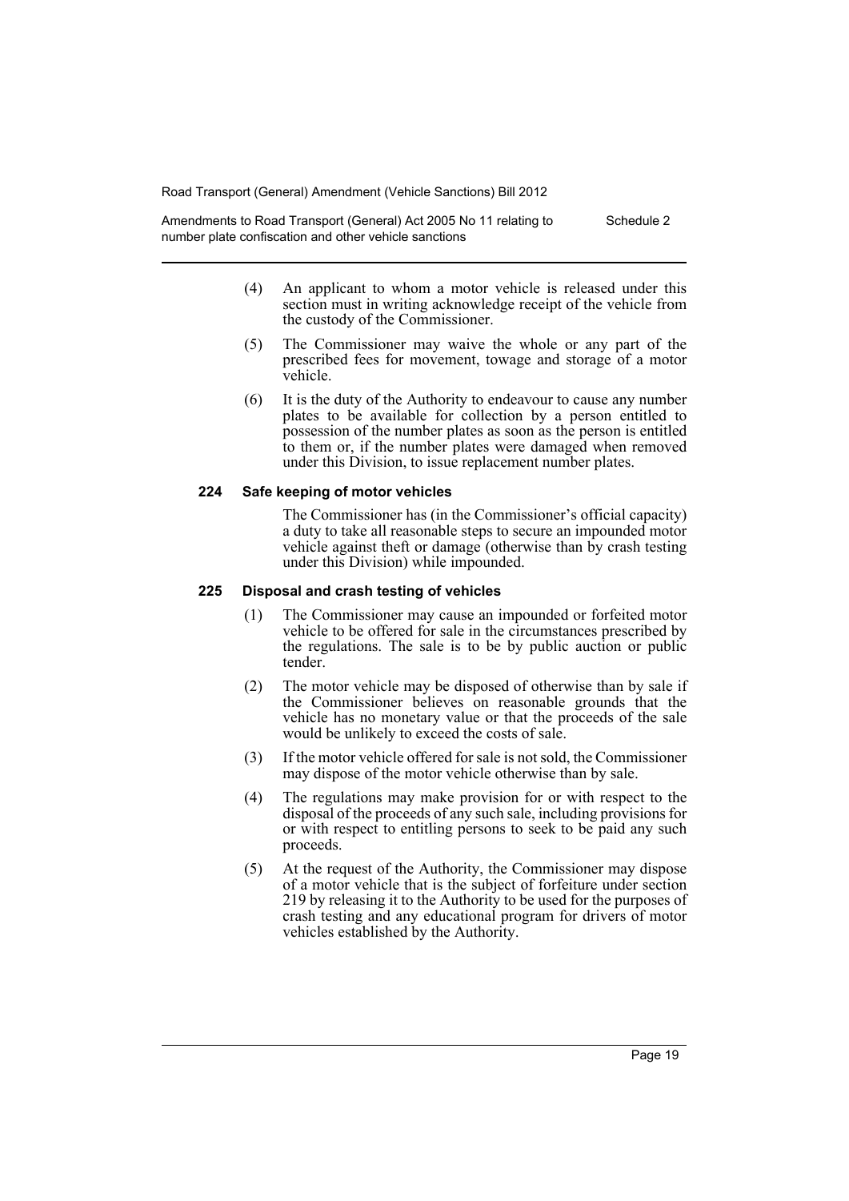(4) An applicant to whom a motor vehicle is released under this section must in writing acknowledge receipt of the vehicle from the custody of the Commissioner.

(5) The Commissioner may waive the whole or any part of the prescribed fees for movement, towage and storage of a motor vehicle.

(6) It is the duty of the Authority to endeavour to cause any number plates to be available for collection by a person entitled to possession of the number plates as soon as the person is entitled to them or, if the number plates were damaged when removed under this Division, to issue replacement number plates.

### 224 Safe keeping of motor vehicles

The Commissioner has (in the Commissioner's official capacity) a duty to take all reasonable steps to secure an impounded motor vehicle against theft or damage (otherwise than by crash testing under this Division) while impounded.

### 225 Disposal and crash testing of vehicles

(1) The Commissioner may cause an impounded or forfeited motor vehicle to be offered for sale in the circumstances prescribed by the regulations. The sale is to be by public auction or public tender.

(2) The motor vehicle may be disposed of otherwise than by sale if the Commissioner believes on reasonable grounds that the vehicle has no monetary value or that the proceeds of the sale would be unlikely to exceed the costs of sale.

(3) If the motor vehicle offered for sale is not sold, the Commissioner may dispose of the motor vehicle otherwise than by sale.

(4) The regulations may make provision for or with respect to the disposal of the proceeds of any such sale, including provisions for or with respect to entitling persons to seek to be paid any such proceeds.

(5) At the request of the Authority, the Commissioner may dispose of a motor vehicle that is the subject of forfeiture under section 219 by releasing it to the Authority to be used for the purposes of crash testing and any educational program for drivers of motor vehicles established by the Authority.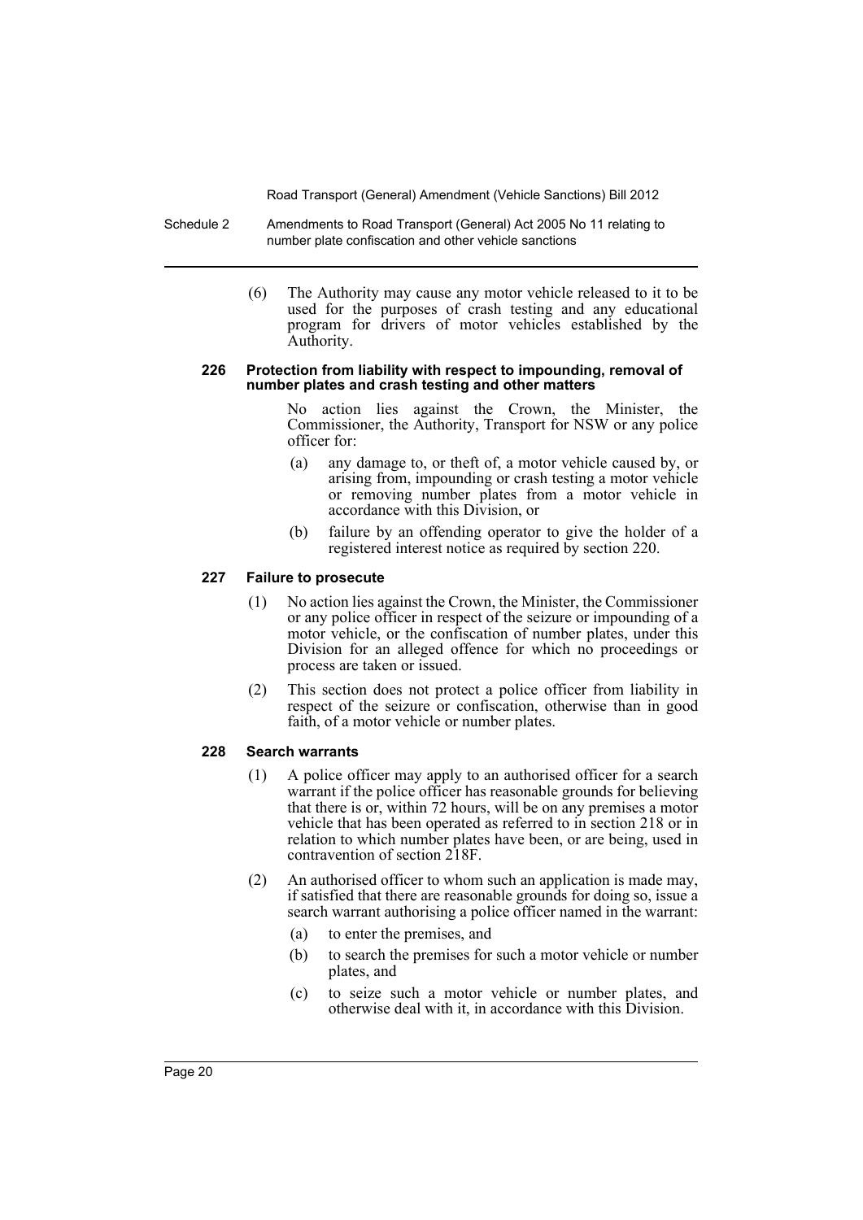(6) The Authority may cause any motor vehicle released to it to be used for the purposes of crash testing and any educational program for drivers of motor vehicles established by the Authority.

#### 226 Protection from liability with respect to impounding, removal of number plates and crash testing and other matters

No action lies against the Crown, the Minister, the Commissioner, the Authority, Transport for NSW or any police officer for:

- (a) any damage to, or theft of, a motor vehicle caused by, or arising from, impounding or crash testing a motor vehicle or removing number plates from a motor vehicle in accordance with this Division, or
- (b) failure by an offending operator to give the holder of a registered interest notice as required by section 220.

#### 227 Failure to prosecute

(1) No action lies against the Crown, the Minister, the Commissioner or any police officer in respect of the seizure or impounding of a motor vehicle, or the confiscation of number plates, under this Division for an alleged offence for which no proceedings or process are taken or issued.

(2) This section does not protect a police officer from liability in respect of the seizure or confiscation, otherwise than in good faith, of a motor vehicle or number plates.

#### 228 Search warrants

(1) A police officer may apply to an authorised officer for a search warrant if the police officer has reasonable grounds for believing that there is or, within 72 hours, will be on any premises a motor vehicle that has been operated as referred to in section 218 or in relation to which number plates have been, or are being, used in contravention of section 218F.

(2) An authorised officer to whom such an application is made may, if satisfied that there are reasonable grounds for doing so, issue a search warrant authorising a police officer named in the warrant:

- (a) to enter the premises, and
- (b) to search the premises for such a motor vehicle or number plates, and
- (c) to seize such a motor vehicle or number plates, and otherwise deal with it, in accordance with this Division.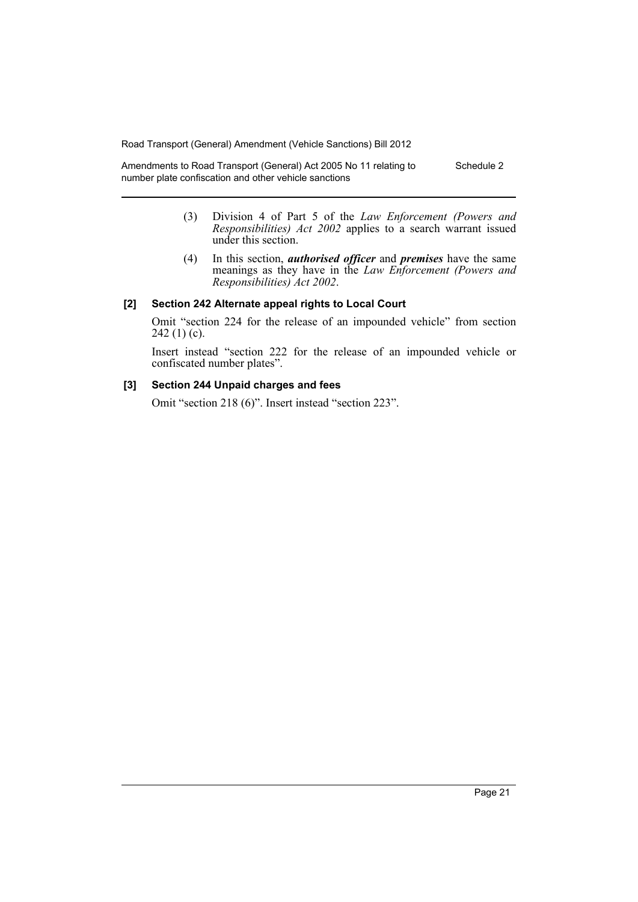(3) Division 4 of Part 5 of the *Law Enforcement (Powers and Responsibilities) Act 2002* applies to a search warrant issued under this section.

(4) In this section, ***authorised officer*** and ***premises*** have the same meanings as they have in the *Law Enforcement (Powers and Responsibilities) Act 2002*.

### [2] Section 242 Alternate appeal rights to Local Court

Omit "section 224 for the release of an impounded vehicle" from section 242 (1) (c).

Insert instead "section 222 for the release of an impounded vehicle or confiscated number plates".

### [3] Section 244 Unpaid charges and fees

Omit "section 218 (6)". Insert instead "section 223".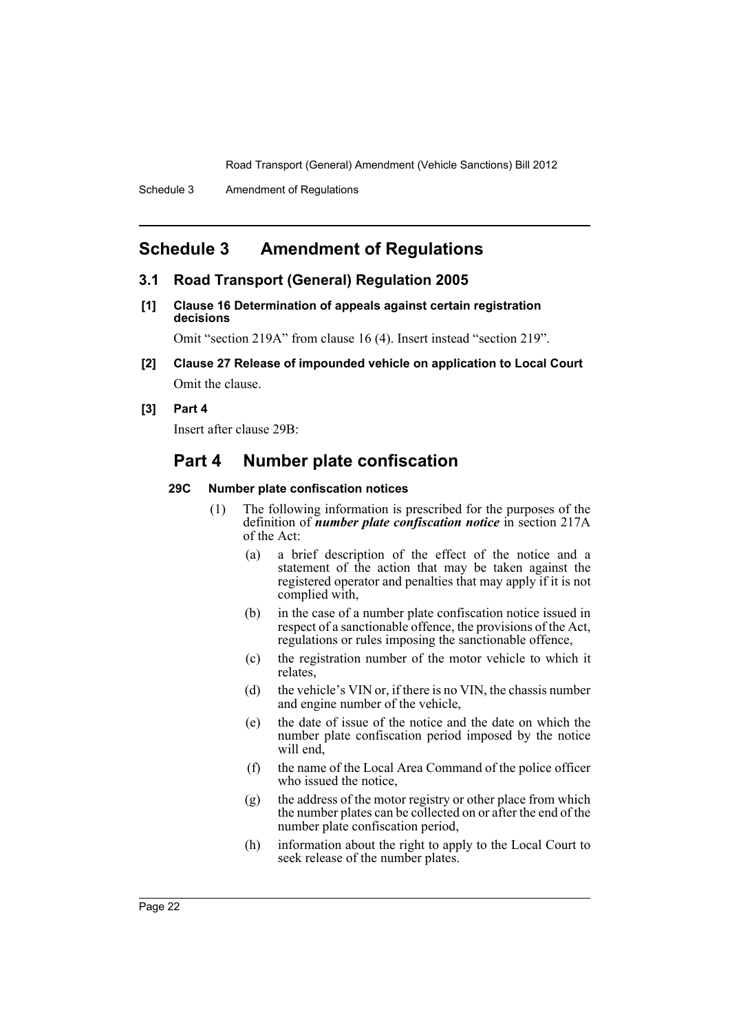# Schedule 3 Amendment of Regulations

## 3.1 Road Transport (General) Regulation 2005

**[1] Clause 16 Determination of appeals against certain registration decisions**

Omit "section 219A" from clause 16 (4). Insert instead "section 219".

**[2] Clause 27 Release of impounded vehicle on application to Local Court**

Omit the clause.

**[3] Part 4**

Insert after clause 29B:

## Part 4 Number plate confiscation

**29C Number plate confiscation notices**

(1) The following information is prescribed for the purposes of the definition of ***number plate confiscation notice*** in section 217A of the Act:

(a) a brief description of the effect of the notice and a statement of the action that may be taken against the registered operator and penalties that may apply if it is not complied with,

(b) in the case of a number plate confiscation notice issued in respect of a sanctionable offence, the provisions of the Act, regulations or rules imposing the sanctionable offence,

(c) the registration number of the motor vehicle to which it relates,

(d) the vehicle's VIN or, if there is no VIN, the chassis number and engine number of the vehicle,

(e) the date of issue of the notice and the date on which the number plate confiscation period imposed by the notice will end,

(f) the name of the Local Area Command of the police officer who issued the notice,

(g) the address of the motor registry or other place from which the number plates can be collected on or after the end of the number plate confiscation period,

(h) information about the right to apply to the Local Court to seek release of the number plates.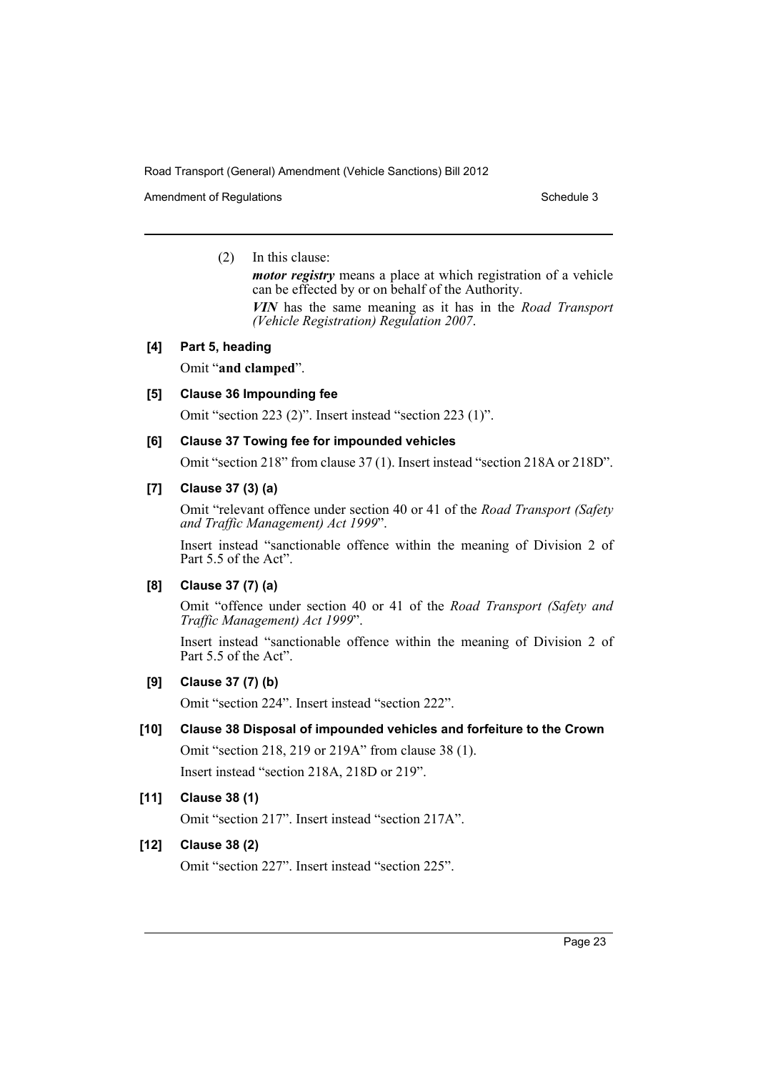(2) In this clause:

***motor registry*** means a place at which registration of a vehicle can be effected by or on behalf of the Authority.

***VIN*** has the same meaning as it has in the *Road Transport (Vehicle Registration) Regulation 2007*.

**[4] Part 5, heading**

Omit "**and clamped**".

**[5] Clause 36 Impounding fee**

Omit "section 223 (2)". Insert instead "section 223 (1)".

**[6] Clause 37 Towing fee for impounded vehicles**

Omit "section 218" from clause 37 (1). Insert instead "section 218A or 218D".

**[7] Clause 37 (3) (a)**

Omit "relevant offence under section 40 or 41 of the *Road Transport (Safety and Traffic Management) Act 1999*".

Insert instead "sanctionable offence within the meaning of Division 2 of Part 5.5 of the Act".

**[8] Clause 37 (7) (a)**

Omit "offence under section 40 or 41 of the *Road Transport (Safety and Traffic Management) Act 1999*".

Insert instead "sanctionable offence within the meaning of Division 2 of Part 5.5 of the Act".

**[9] Clause 37 (7) (b)**

Omit "section 224". Insert instead "section 222".

**[10] Clause 38 Disposal of impounded vehicles and forfeiture to the Crown**

Omit "section 218, 219 or 219A" from clause 38 (1).

Insert instead "section 218A, 218D or 219".

**[11] Clause 38 (1)**

Omit "section 217". Insert instead "section 217A".

**[12] Clause 38 (2)**

Omit "section 227". Insert instead "section 225".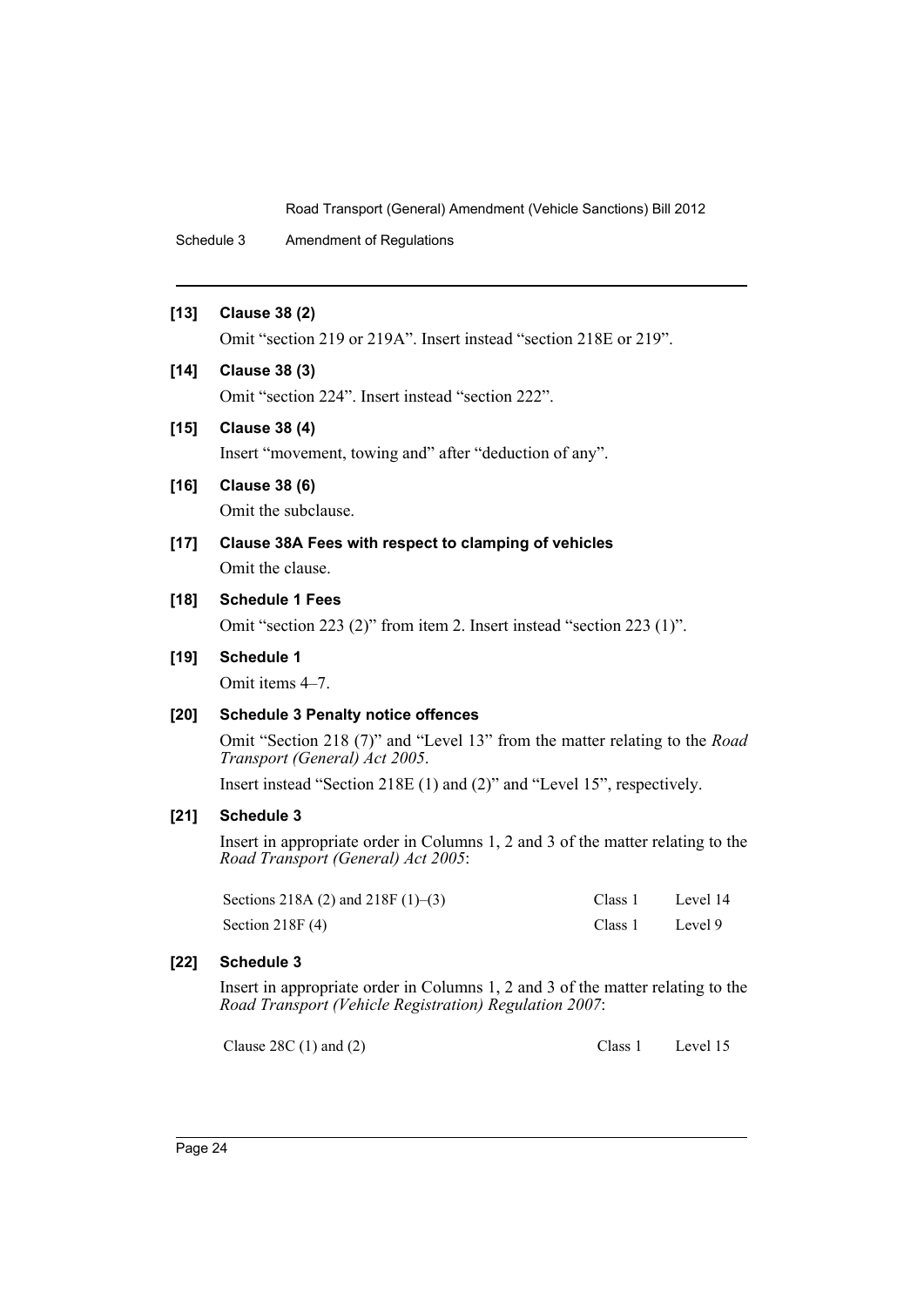**[13] Clause 38 (2)**

Omit "section 219 or 219A". Insert instead "section 218E or 219".

**[14] Clause 38 (3)**

Omit "section 224". Insert instead "section 222".

**[15] Clause 38 (4)**

Insert "movement, towing and" after "deduction of any".

**[16] Clause 38 (6)**

Omit the subclause.

**[17] Clause 38A Fees with respect to clamping of vehicles**

Omit the clause.

**[18] Schedule 1 Fees**

Omit "section 223 (2)" from item 2. Insert instead "section 223 (1)".

**[19] Schedule 1**

Omit items 4–7.

**[20] Schedule 3 Penalty notice offences**

Omit "Section 218 (7)" and "Level 13" from the matter relating to the *Road Transport (General) Act 2005*.

Insert instead "Section 218E (1) and (2)" and "Level 15", respectively.

**[21] Schedule 3**

Insert in appropriate order in Columns 1, 2 and 3 of the matter relating to the *Road Transport (General) Act 2005*:

| | | |
|---|---|---|
| Sections 218A (2) and 218F (1)–(3) | Class 1 | Level 14 |
| Section 218F (4) | Class 1 | Level 9 |

**[22] Schedule 3**

Insert in appropriate order in Columns 1, 2 and 3 of the matter relating to the *Road Transport (Vehicle Registration) Regulation 2007*:

| | | |
|---|---|---|
| Clause 28C (1) and (2) | Class 1 | Level 15 |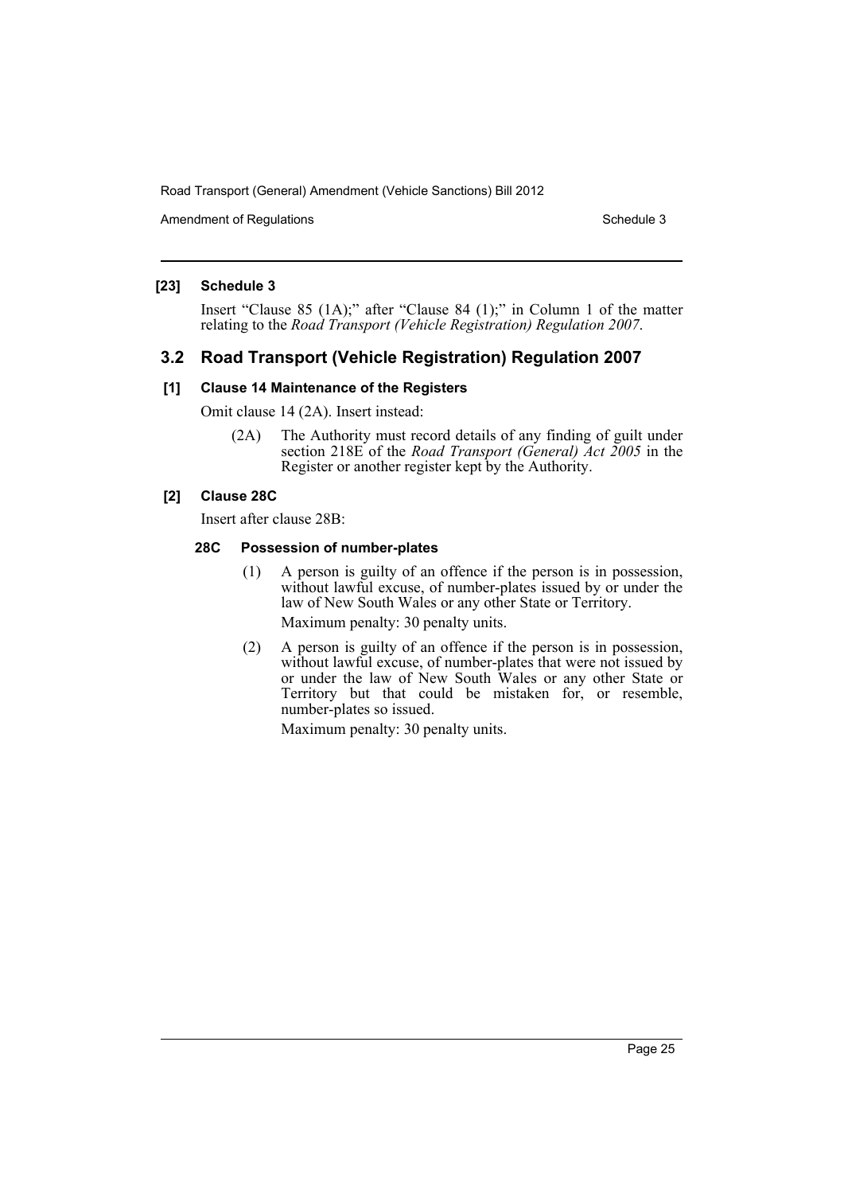**[23] Schedule 3**

Insert "Clause 85 (1A);" after "Clause 84 (1);" in Column 1 of the matter relating to the *Road Transport (Vehicle Registration) Regulation 2007*.

## 3.2 Road Transport (Vehicle Registration) Regulation 2007

**[1] Clause 14 Maintenance of the Registers**

Omit clause 14 (2A). Insert instead:

(2A) The Authority must record details of any finding of guilt under section 218E of the *Road Transport (General) Act 2005* in the Register or another register kept by the Authority.

**[2] Clause 28C**

Insert after clause 28B:

**28C Possession of number-plates**

(1) A person is guilty of an offence if the person is in possession, without lawful excuse, of number-plates issued by or under the law of New South Wales or any other State or Territory.

Maximum penalty: 30 penalty units.

(2) A person is guilty of an offence if the person is in possession, without lawful excuse, of number-plates that were not issued by or under the law of New South Wales or any other State or Territory but that could be mistaken for, or resemble, number-plates so issued.

Maximum penalty: 30 penalty units.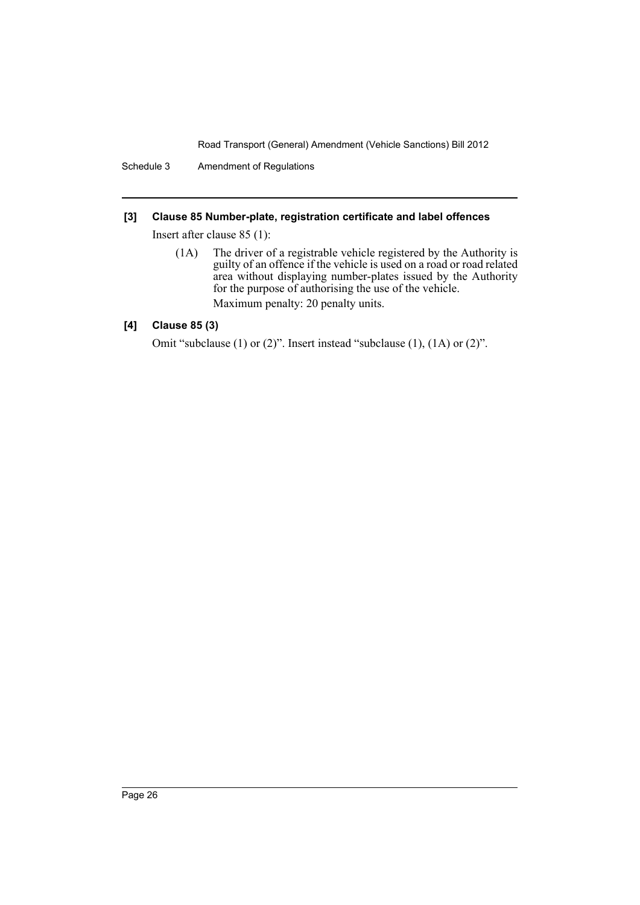**[3] Clause 85 Number-plate, registration certificate and label offences**

Insert after clause 85 (1):

(1A) The driver of a registrable vehicle registered by the Authority is guilty of an offence if the vehicle is used on a road or road related area without displaying number-plates issued by the Authority for the purpose of authorising the use of the vehicle.

Maximum penalty: 20 penalty units.

**[4] Clause 85 (3)**

Omit "subclause (1) or (2)". Insert instead "subclause (1), (1A) or (2)".